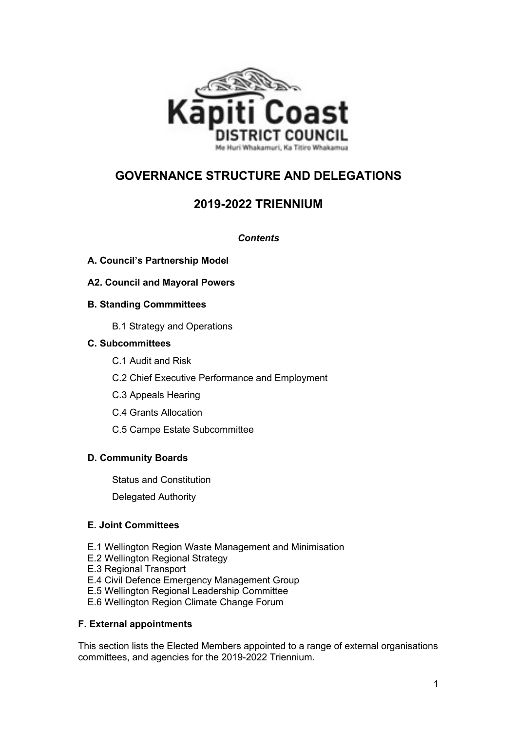Kāpiti Coast
DISTRICT COUNCIL
Me Huri Whakamuri, Ka Titiro Whakamua

# GOVERNANCE STRUCTURE AND DELEGATIONS

# 2019-2022 TRIENNIUM

***Contents***

**A. Council's Partnership Model**

**A2. Council and Mayoral Powers**

**B. Standing Commmittees**

B.1 Strategy and Operations

**C. Subcommittees**

C.1 Audit and Risk

C.2 Chief Executive Performance and Employment

C.3 Appeals Hearing

C.4 Grants Allocation

C.5 Campe Estate Subcommittee

**D. Community Boards**

Status and Constitution

Delegated Authority

**E. Joint Committees**

E.1 Wellington Region Waste Management and Minimisation
E.2 Wellington Regional Strategy
E.3 Regional Transport
E.4 Civil Defence Emergency Management Group
E.5 Wellington Regional Leadership Committee
E.6 Wellington Region Climate Change Forum

**F. External appointments**

This section lists the Elected Members appointed to a range of external organisations committees, and agencies for the 2019-2022 Triennium.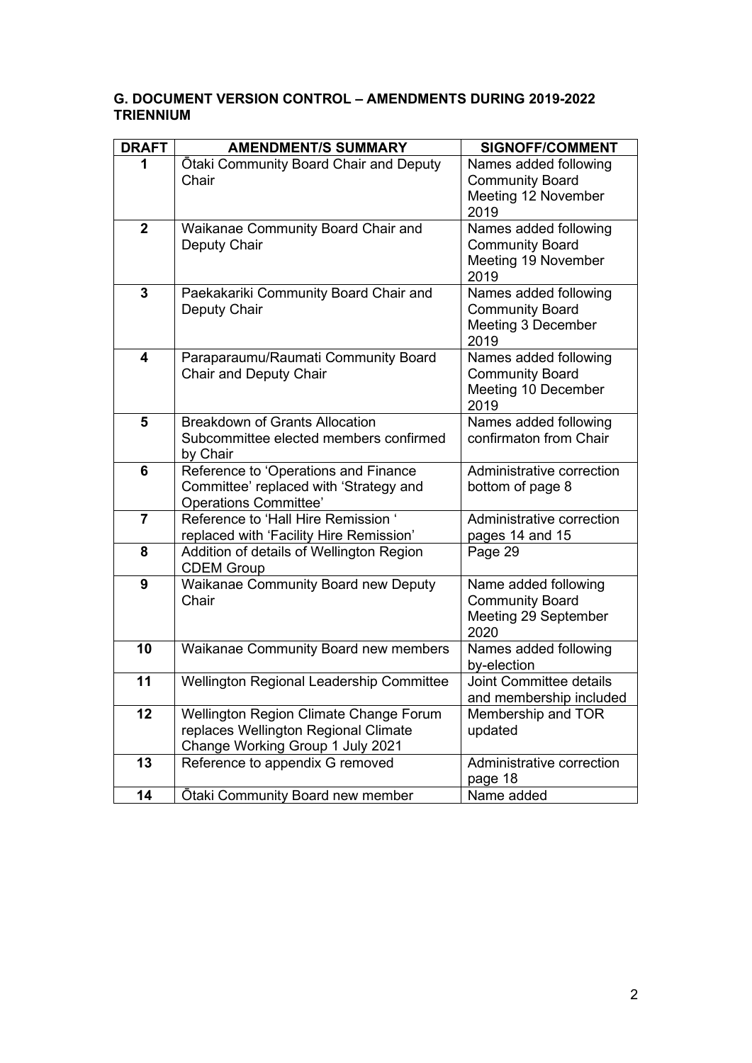## G. DOCUMENT VERSION CONTROL – AMENDMENTS DURING 2019-2022 TRIENNIUM

| DRAFT | AMENDMENT/S SUMMARY | SIGNOFF/COMMENT |
|---|---|---|
| 1 | Ōtaki Community Board Chair and Deputy Chair | Names added following Community Board Meeting 12 November 2019 |
| 2 | Waikanae Community Board Chair and Deputy Chair | Names added following Community Board Meeting 19 November 2019 |
| 3 | Paekakariki Community Board Chair and Deputy Chair | Names added following Community Board Meeting 3 December 2019 |
| 4 | Paraparaumu/Raumati Community Board Chair and Deputy Chair | Names added following Community Board Meeting 10 December 2019 |
| 5 | Breakdown of Grants Allocation Subcommittee elected members confirmed by Chair | Names added following confirmaton from Chair |
| 6 | Reference to 'Operations and Finance Committee' replaced with 'Strategy and Operations Committee' | Administrative correction bottom of page 8 |
| 7 | Reference to 'Hall Hire Remission ' replaced with 'Facility Hire Remission' | Administrative correction pages 14 and 15 |
| 8 | Addition of details of Wellington Region CDEM Group | Page 29 |
| 9 | Waikanae Community Board new Deputy Chair | Name added following Community Board Meeting 29 September 2020 |
| 10 | Waikanae Community Board new members | Names added following by-election |
| 11 | Wellington Regional Leadership Committee | Joint Committee details and membership included |
| 12 | Wellington Region Climate Change Forum replaces Wellington Regional Climate Change Working Group 1 July 2021 | Membership and TOR updated |
| 13 | Reference to appendix G removed | Administrative correction page 18 |
| 14 | Ōtaki Community Board new member | Name added |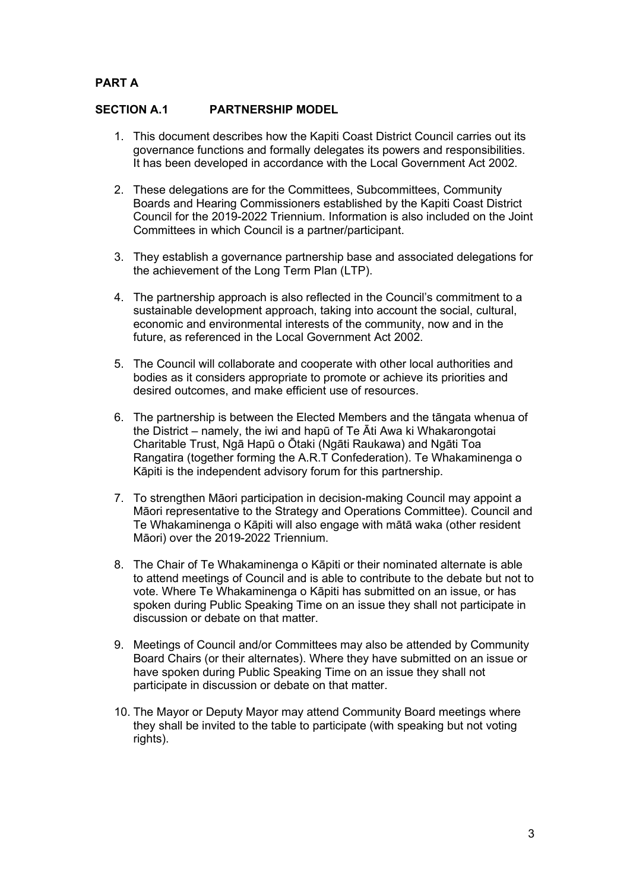## PART A

### SECTION A.1 PARTNERSHIP MODEL

1. This document describes how the Kapiti Coast District Council carries out its governance functions and formally delegates its powers and responsibilities. It has been developed in accordance with the Local Government Act 2002.

2. These delegations are for the Committees, Subcommittees, Community Boards and Hearing Commissioners established by the Kapiti Coast District Council for the 2019-2022 Triennium. Information is also included on the Joint Committees in which Council is a partner/participant.

3. They establish a governance partnership base and associated delegations for the achievement of the Long Term Plan (LTP).

4. The partnership approach is also reflected in the Council's commitment to a sustainable development approach, taking into account the social, cultural, economic and environmental interests of the community, now and in the future, as referenced in the Local Government Act 2002.

5. The Council will collaborate and cooperate with other local authorities and bodies as it considers appropriate to promote or achieve its priorities and desired outcomes, and make efficient use of resources.

6. The partnership is between the Elected Members and the tāngata whenua of the District – namely, the iwi and hapū of Te Āti Awa ki Whakarongotai Charitable Trust, Ngā Hapū o Ōtaki (Ngāti Raukawa) and Ngāti Toa Rangatira (together forming the A.R.T Confederation). Te Whakaminenga o Kāpiti is the independent advisory forum for this partnership.

7. To strengthen Māori participation in decision-making Council may appoint a Māori representative to the Strategy and Operations Committee). Council and Te Whakaminenga o Kāpiti will also engage with mātā waka (other resident Māori) over the 2019-2022 Triennium.

8. The Chair of Te Whakaminenga o Kāpiti or their nominated alternate is able to attend meetings of Council and is able to contribute to the debate but not to vote. Where Te Whakaminenga o Kāpiti has submitted on an issue, or has spoken during Public Speaking Time on an issue they shall not participate in discussion or debate on that matter.

9. Meetings of Council and/or Committees may also be attended by Community Board Chairs (or their alternates). Where they have submitted on an issue or have spoken during Public Speaking Time on an issue they shall not participate in discussion or debate on that matter.

10. The Mayor or Deputy Mayor may attend Community Board meetings where they shall be invited to the table to participate (with speaking but not voting rights).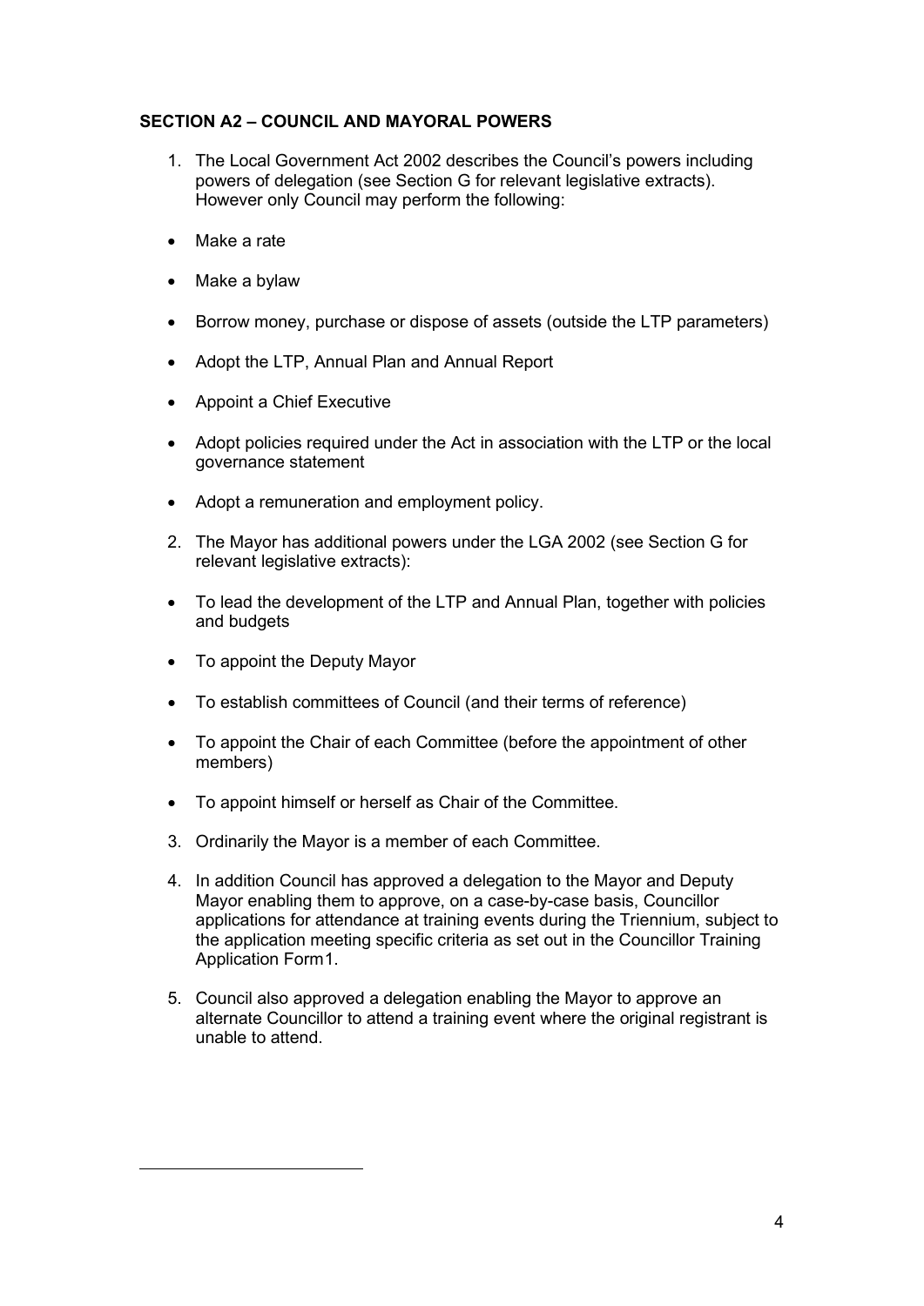## SECTION A2 – COUNCIL AND MAYORAL POWERS

1. The Local Government Act 2002 describes the Council's powers including powers of delegation (see Section G for relevant legislative extracts). However only Council may perform the following:

- Make a rate
- Make a bylaw
- Borrow money, purchase or dispose of assets (outside the LTP parameters)
- Adopt the LTP, Annual Plan and Annual Report
- Appoint a Chief Executive
- Adopt policies required under the Act in association with the LTP or the local governance statement
- Adopt a remuneration and employment policy.

2. The Mayor has additional powers under the LGA 2002 (see Section G for relevant legislative extracts):

- To lead the development of the LTP and Annual Plan, together with policies and budgets
- To appoint the Deputy Mayor
- To establish committees of Council (and their terms of reference)
- To appoint the Chair of each Committee (before the appointment of other members)
- To appoint himself or herself as Chair of the Committee.

3. Ordinarily the Mayor is a member of each Committee.

4. In addition Council has approved a delegation to the Mayor and Deputy Mayor enabling them to approve, on a case-by-case basis, Councillor applications for attendance at training events during the Triennium, subject to the application meeting specific criteria as set out in the Councillor Training Application Form[1].

5. Council also approved a delegation enabling the Mayor to approve an alternate Councillor to attend a training event where the original registrant is unable to attend.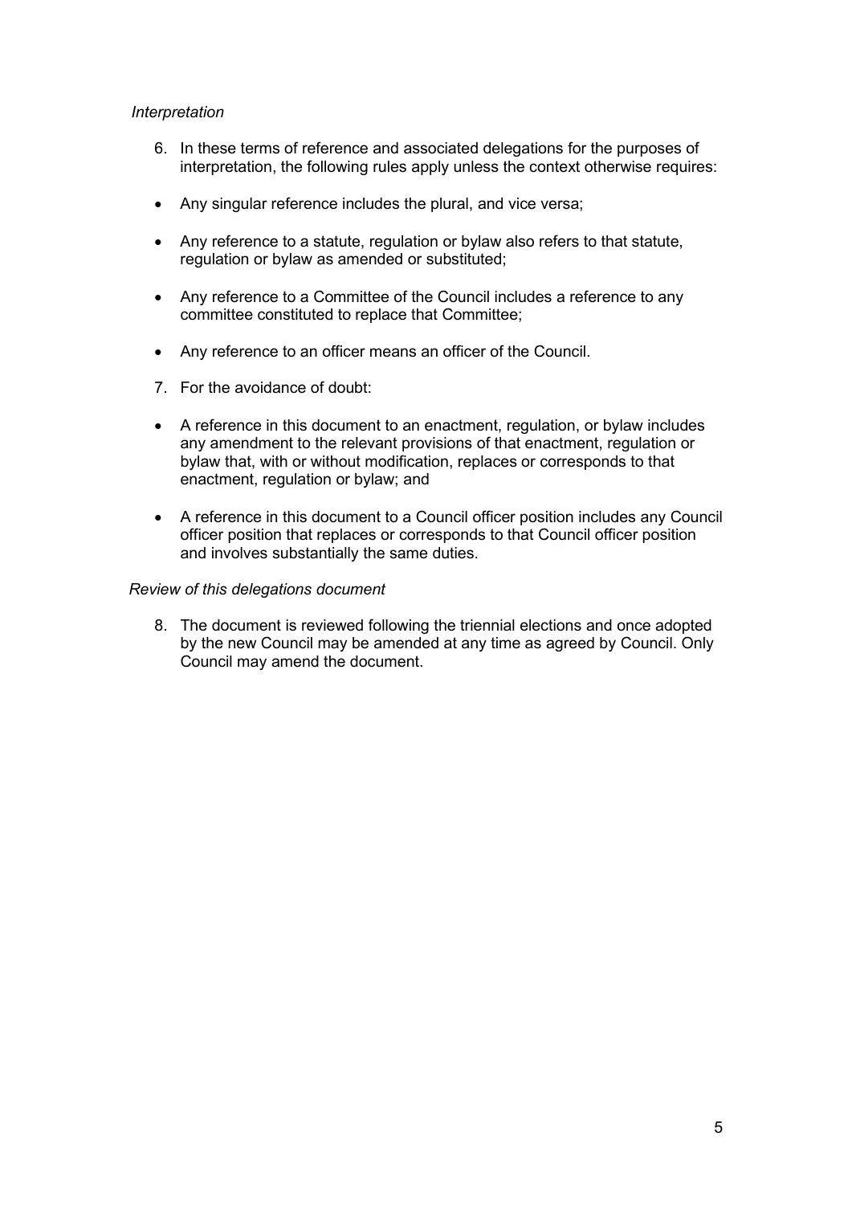*Interpretation*

6. In these terms of reference and associated delegations for the purposes of interpretation, the following rules apply unless the context otherwise requires:

- Any singular reference includes the plural, and vice versa;
- Any reference to a statute, regulation or bylaw also refers to that statute, regulation or bylaw as amended or substituted;
- Any reference to a Committee of the Council includes a reference to any committee constituted to replace that Committee;
- Any reference to an officer means an officer of the Council.

7. For the avoidance of doubt:

- A reference in this document to an enactment, regulation, or bylaw includes any amendment to the relevant provisions of that enactment, regulation or bylaw that, with or without modification, replaces or corresponds to that enactment, regulation or bylaw; and
- A reference in this document to a Council officer position includes any Council officer position that replaces or corresponds to that Council officer position and involves substantially the same duties.

*Review of this delegations document*

8. The document is reviewed following the triennial elections and once adopted by the new Council may be amended at any time as agreed by Council. Only Council may amend the document.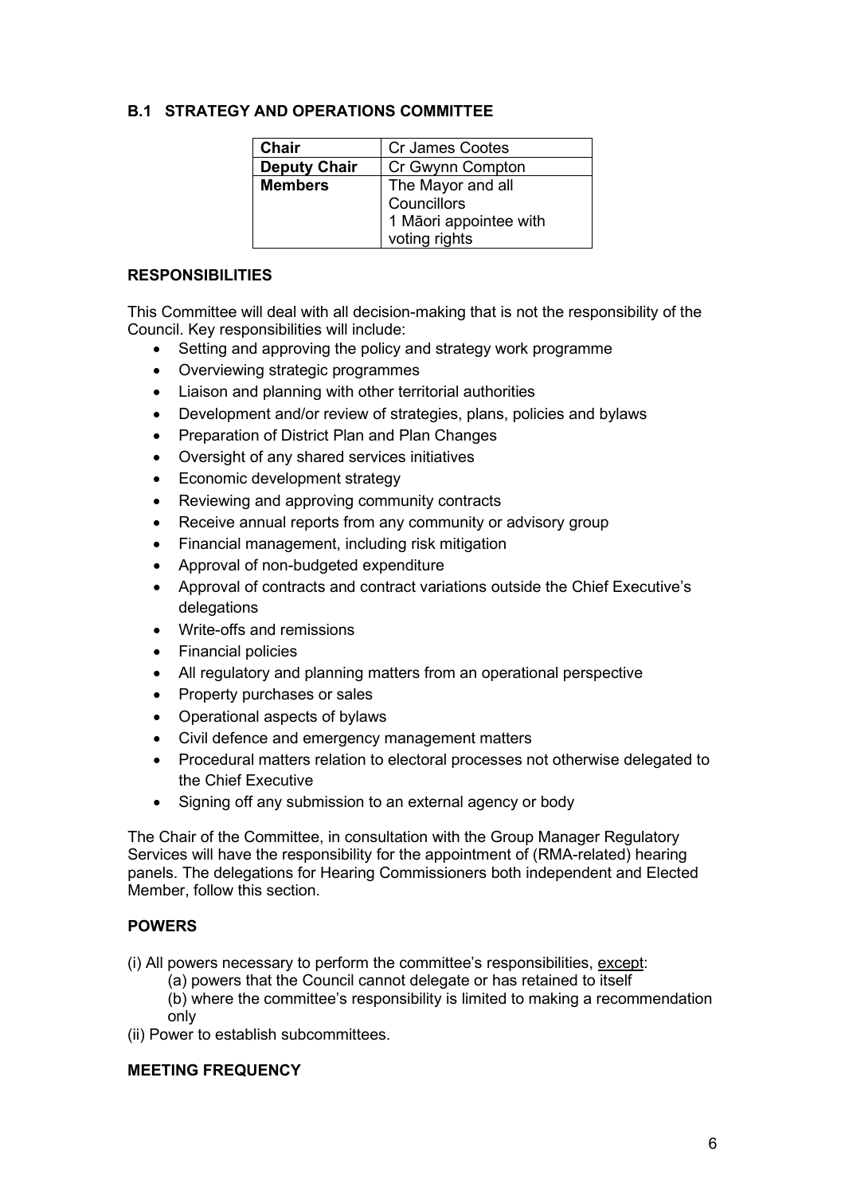## B.1 STRATEGY AND OPERATIONS COMMITTEE

| **Chair** | Cr James Cootes |
|---|---|
| **Deputy Chair** | Cr Gwynn Compton |
| **Members** | The Mayor and all Councillors<br>1 Māori appointee with voting rights |

### RESPONSIBILITIES

This Committee will deal with all decision-making that is not the responsibility of the Council. Key responsibilities will include:

- Setting and approving the policy and strategy work programme
- Overviewing strategic programmes
- Liaison and planning with other territorial authorities
- Development and/or review of strategies, plans, policies and bylaws
- Preparation of District Plan and Plan Changes
- Oversight of any shared services initiatives
- Economic development strategy
- Reviewing and approving community contracts
- Receive annual reports from any community or advisory group
- Financial management, including risk mitigation
- Approval of non-budgeted expenditure
- Approval of contracts and contract variations outside the Chief Executive's delegations
- Write-offs and remissions
- Financial policies
- All regulatory and planning matters from an operational perspective
- Property purchases or sales
- Operational aspects of bylaws
- Civil defence and emergency management matters
- Procedural matters relation to electoral processes not otherwise delegated to the Chief Executive
- Signing off any submission to an external agency or body

The Chair of the Committee, in consultation with the Group Manager Regulatory Services will have the responsibility for the appointment of (RMA-related) hearing panels. The delegations for Hearing Commissioners both independent and Elected Member, follow this section.

### POWERS

(i) All powers necessary to perform the committee's responsibilities, except:

(a) powers that the Council cannot delegate or has retained to itself

(b) where the committee's responsibility is limited to making a recommendation only

(ii) Power to establish subcommittees.

### MEETING FREQUENCY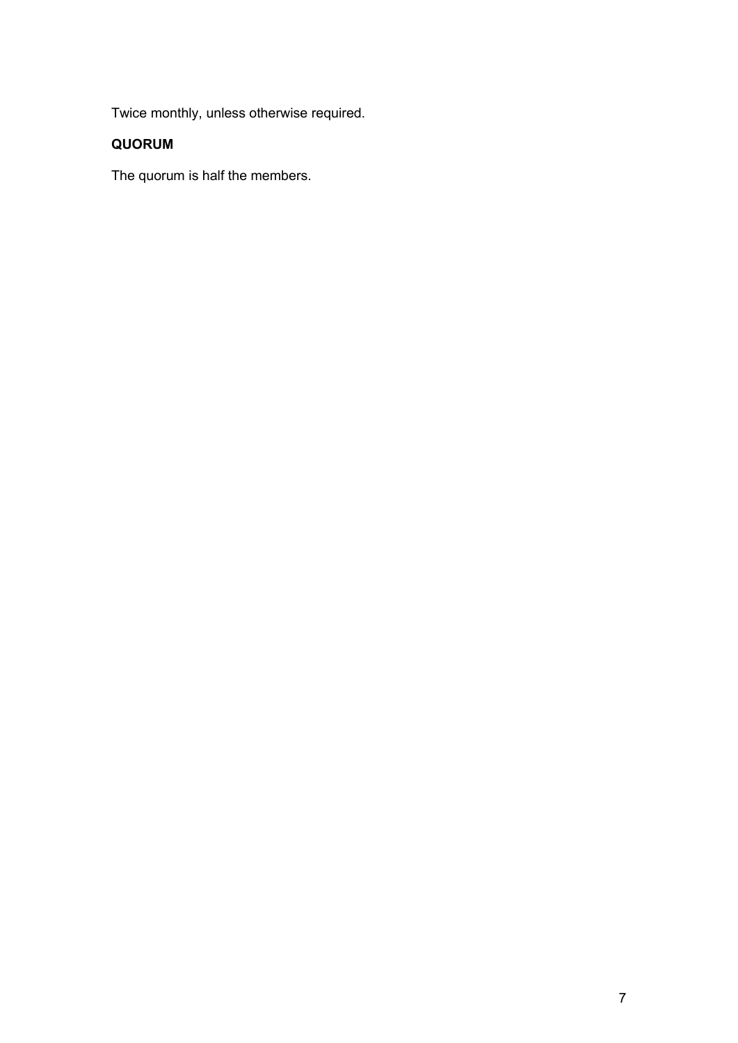Twice monthly, unless otherwise required.

**QUORUM**

The quorum is half the members.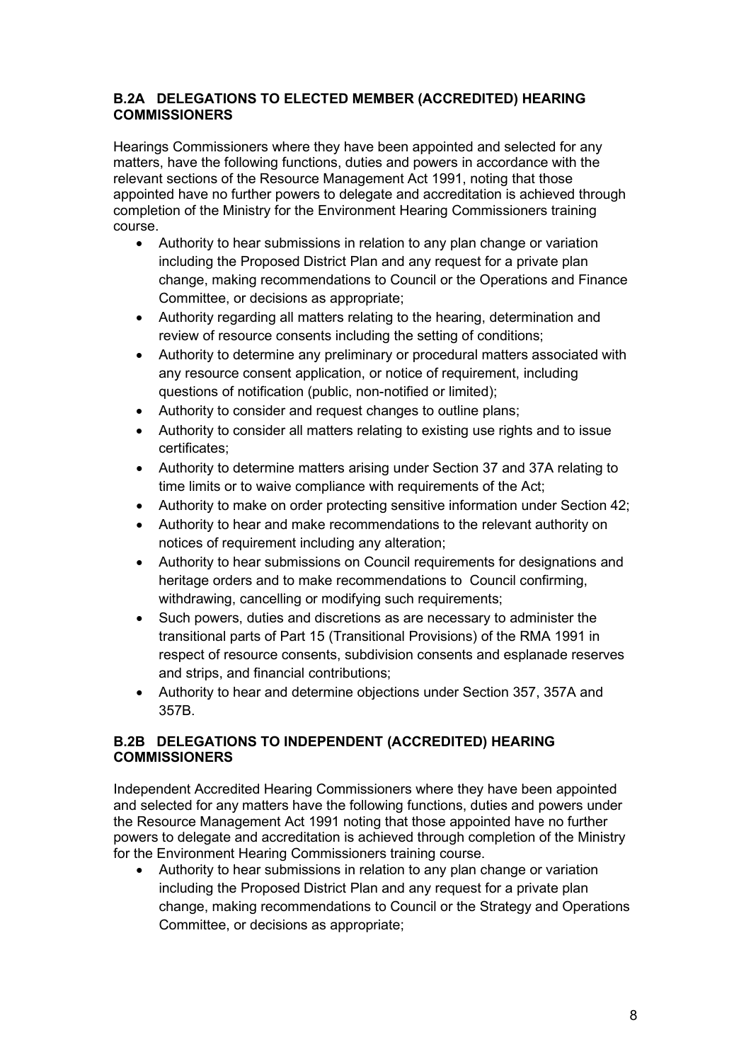### B.2A DELEGATIONS TO ELECTED MEMBER (ACCREDITED) HEARING COMMISSIONERS

Hearings Commissioners where they have been appointed and selected for any matters, have the following functions, duties and powers in accordance with the relevant sections of the Resource Management Act 1991, noting that those appointed have no further powers to delegate and accreditation is achieved through completion of the Ministry for the Environment Hearing Commissioners training course.

- Authority to hear submissions in relation to any plan change or variation including the Proposed District Plan and any request for a private plan change, making recommendations to Council or the Operations and Finance Committee, or decisions as appropriate;
- Authority regarding all matters relating to the hearing, determination and review of resource consents including the setting of conditions;
- Authority to determine any preliminary or procedural matters associated with any resource consent application, or notice of requirement, including questions of notification (public, non-notified or limited);
- Authority to consider and request changes to outline plans;
- Authority to consider all matters relating to existing use rights and to issue certificates;
- Authority to determine matters arising under Section 37 and 37A relating to time limits or to waive compliance with requirements of the Act;
- Authority to make on order protecting sensitive information under Section 42;
- Authority to hear and make recommendations to the relevant authority on notices of requirement including any alteration;
- Authority to hear submissions on Council requirements for designations and heritage orders and to make recommendations to Council confirming, withdrawing, cancelling or modifying such requirements;
- Such powers, duties and discretions as are necessary to administer the transitional parts of Part 15 (Transitional Provisions) of the RMA 1991 in respect of resource consents, subdivision consents and esplanade reserves and strips, and financial contributions;
- Authority to hear and determine objections under Section 357, 357A and 357B.

### B.2B DELEGATIONS TO INDEPENDENT (ACCREDITED) HEARING COMMISSIONERS

Independent Accredited Hearing Commissioners where they have been appointed and selected for any matters have the following functions, duties and powers under the Resource Management Act 1991 noting that those appointed have no further powers to delegate and accreditation is achieved through completion of the Ministry for the Environment Hearing Commissioners training course.

- Authority to hear submissions in relation to any plan change or variation including the Proposed District Plan and any request for a private plan change, making recommendations to Council or the Strategy and Operations Committee, or decisions as appropriate;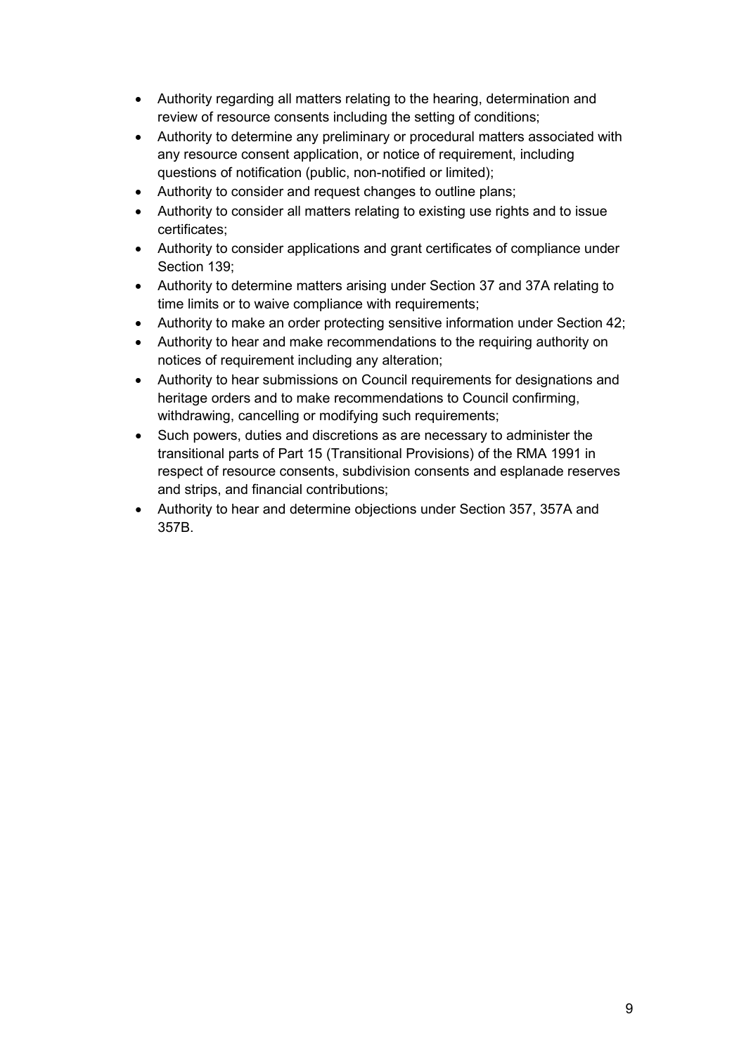- Authority regarding all matters relating to the hearing, determination and review of resource consents including the setting of conditions;
- Authority to determine any preliminary or procedural matters associated with any resource consent application, or notice of requirement, including questions of notification (public, non-notified or limited);
- Authority to consider and request changes to outline plans;
- Authority to consider all matters relating to existing use rights and to issue certificates;
- Authority to consider applications and grant certificates of compliance under Section 139;
- Authority to determine matters arising under Section 37 and 37A relating to time limits or to waive compliance with requirements;
- Authority to make an order protecting sensitive information under Section 42;
- Authority to hear and make recommendations to the requiring authority on notices of requirement including any alteration;
- Authority to hear submissions on Council requirements for designations and heritage orders and to make recommendations to Council confirming, withdrawing, cancelling or modifying such requirements;
- Such powers, duties and discretions as are necessary to administer the transitional parts of Part 15 (Transitional Provisions) of the RMA 1991 in respect of resource consents, subdivision consents and esplanade reserves and strips, and financial contributions;
- Authority to hear and determine objections under Section 357, 357A and 357B.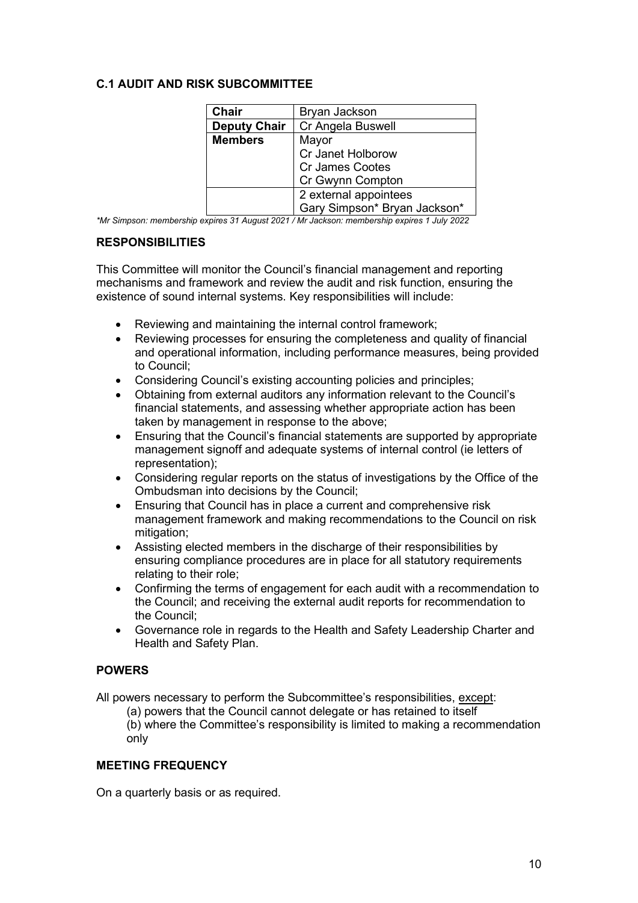## C.1 AUDIT AND RISK SUBCOMMITTEE

| **Chair** | Bryan Jackson |
|---|---|
| **Deputy Chair** | Cr Angela Buswell |
| **Members** | Mayor<br>Cr Janet Holborow<br>Cr James Cootes<br>Cr Gwynn Compton |
| | 2 external appointees<br>Gary Simpson* Bryan Jackson* |

*\*Mr Simpson: membership expires 31 August 2021 / Mr Jackson: membership expires 1 July 2022*

### RESPONSIBILITIES

This Committee will monitor the Council's financial management and reporting mechanisms and framework and review the audit and risk function, ensuring the existence of sound internal systems. Key responsibilities will include:

- Reviewing and maintaining the internal control framework;
- Reviewing processes for ensuring the completeness and quality of financial and operational information, including performance measures, being provided to Council;
- Considering Council's existing accounting policies and principles;
- Obtaining from external auditors any information relevant to the Council's financial statements, and assessing whether appropriate action has been taken by management in response to the above;
- Ensuring that the Council's financial statements are supported by appropriate management signoff and adequate systems of internal control (ie letters of representation);
- Considering regular reports on the status of investigations by the Office of the Ombudsman into decisions by the Council;
- Ensuring that Council has in place a current and comprehensive risk management framework and making recommendations to the Council on risk mitigation;
- Assisting elected members in the discharge of their responsibilities by ensuring compliance procedures are in place for all statutory requirements relating to their role;
- Confirming the terms of engagement for each audit with a recommendation to the Council; and receiving the external audit reports for recommendation to the Council;
- Governance role in regards to the Health and Safety Leadership Charter and Health and Safety Plan.

### POWERS

All powers necessary to perform the Subcommittee's responsibilities, except:

(a) powers that the Council cannot delegate or has retained to itself

(b) where the Committee's responsibility is limited to making a recommendation only

### MEETING FREQUENCY

On a quarterly basis or as required.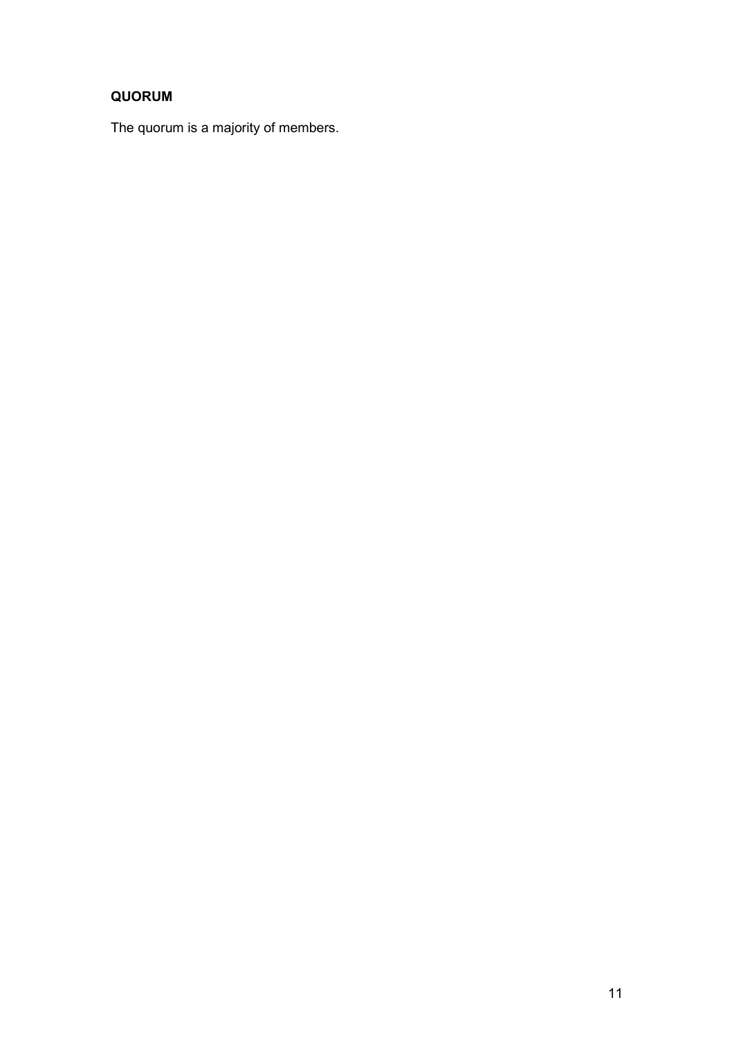**QUORUM**

The quorum is a majority of members.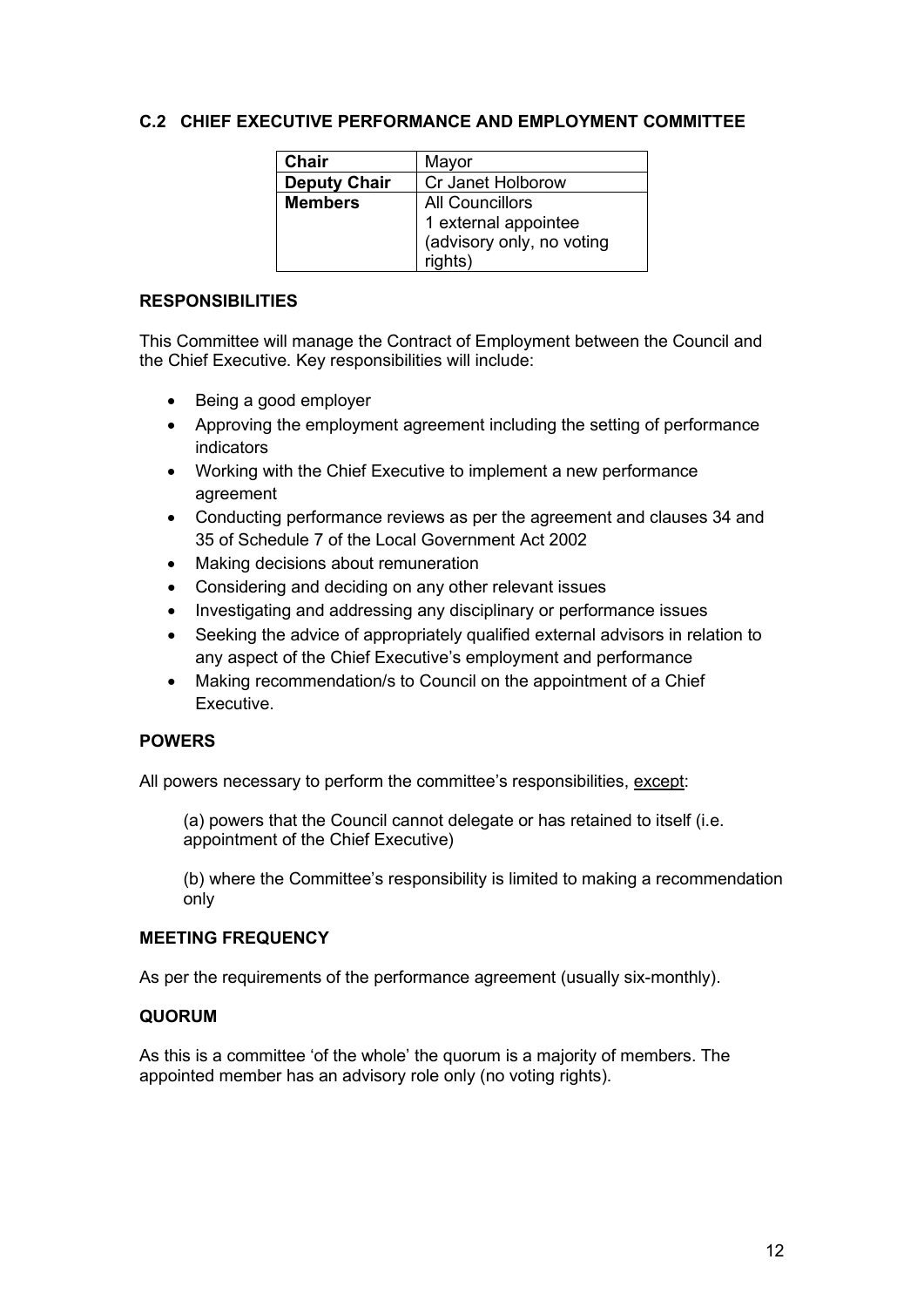## C.2 CHIEF EXECUTIVE PERFORMANCE AND EMPLOYMENT COMMITTEE

| | |
|---|---|
| **Chair** | Mayor |
| **Deputy Chair** | Cr Janet Holborow |
| **Members** | All Councillors<br>1 external appointee (advisory only, no voting rights) |

### RESPONSIBILITIES

This Committee will manage the Contract of Employment between the Council and the Chief Executive. Key responsibilities will include:

- Being a good employer
- Approving the employment agreement including the setting of performance indicators
- Working with the Chief Executive to implement a new performance agreement
- Conducting performance reviews as per the agreement and clauses 34 and 35 of Schedule 7 of the Local Government Act 2002
- Making decisions about remuneration
- Considering and deciding on any other relevant issues
- Investigating and addressing any disciplinary or performance issues
- Seeking the advice of appropriately qualified external advisors in relation to any aspect of the Chief Executive's employment and performance
- Making recommendation/s to Council on the appointment of a Chief Executive.

### POWERS

All powers necessary to perform the committee's responsibilities, except:

(a) powers that the Council cannot delegate or has retained to itself (i.e. appointment of the Chief Executive)

(b) where the Committee's responsibility is limited to making a recommendation only

### MEETING FREQUENCY

As per the requirements of the performance agreement (usually six-monthly).

### QUORUM

As this is a committee 'of the whole' the quorum is a majority of members. The appointed member has an advisory role only (no voting rights).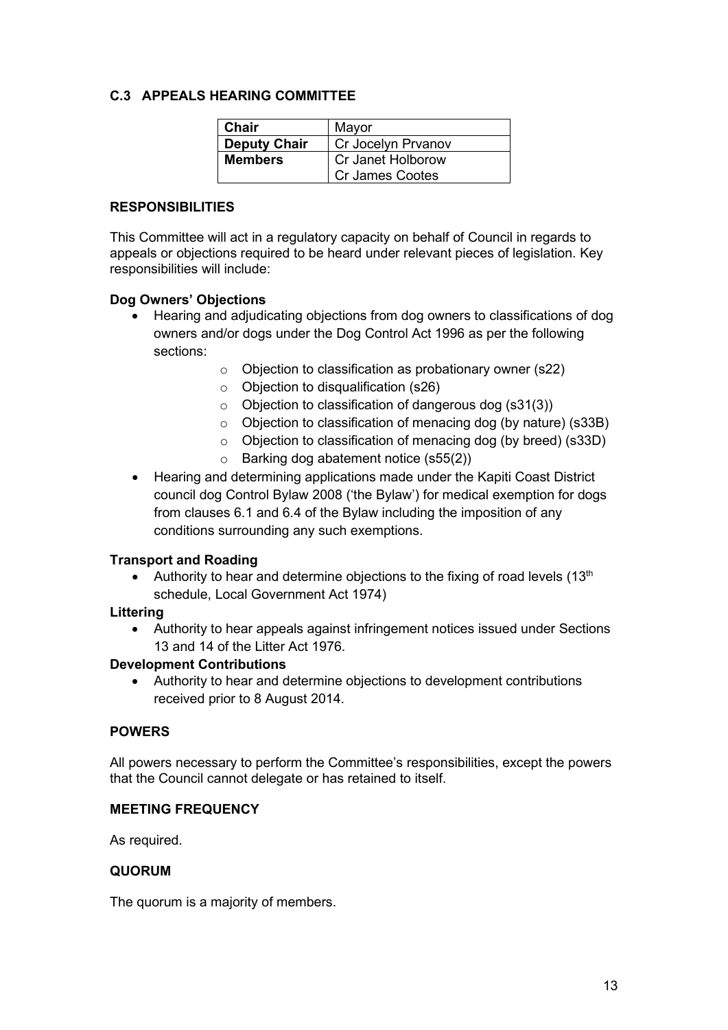## C.3 APPEALS HEARING COMMITTEE

| **Chair** | Mayor |
|---|---|
| **Deputy Chair** | Cr Jocelyn Prvanov |
| **Members** | Cr Janet Holborow<br>Cr James Cootes |

### RESPONSIBILITIES

This Committee will act in a regulatory capacity on behalf of Council in regards to appeals or objections required to be heard under relevant pieces of legislation. Key responsibilities will include:

**Dog Owners' Objections**

- Hearing and adjudicating objections from dog owners to classifications of dog owners and/or dogs under the Dog Control Act 1996 as per the following sections:
  - Objection to classification as probationary owner (s22)
  - Objection to disqualification (s26)
  - Objection to classification of dangerous dog (s31(3))
  - Objection to classification of menacing dog (by nature) (s33B)
  - Objection to classification of menacing dog (by breed) (s33D)
  - Barking dog abatement notice (s55(2))
- Hearing and determining applications made under the Kapiti Coast District council dog Control Bylaw 2008 ('the Bylaw') for medical exemption for dogs from clauses 6.1 and 6.4 of the Bylaw including the imposition of any conditions surrounding any such exemptions.

**Transport and Roading**

- Authority to hear and determine objections to the fixing of road levels (13th schedule, Local Government Act 1974)

**Littering**

- Authority to hear appeals against infringement notices issued under Sections 13 and 14 of the Litter Act 1976.

**Development Contributions**

- Authority to hear and determine objections to development contributions received prior to 8 August 2014.

### POWERS

All powers necessary to perform the Committee's responsibilities, except the powers that the Council cannot delegate or has retained to itself.

### MEETING FREQUENCY

As required.

### QUORUM

The quorum is a majority of members.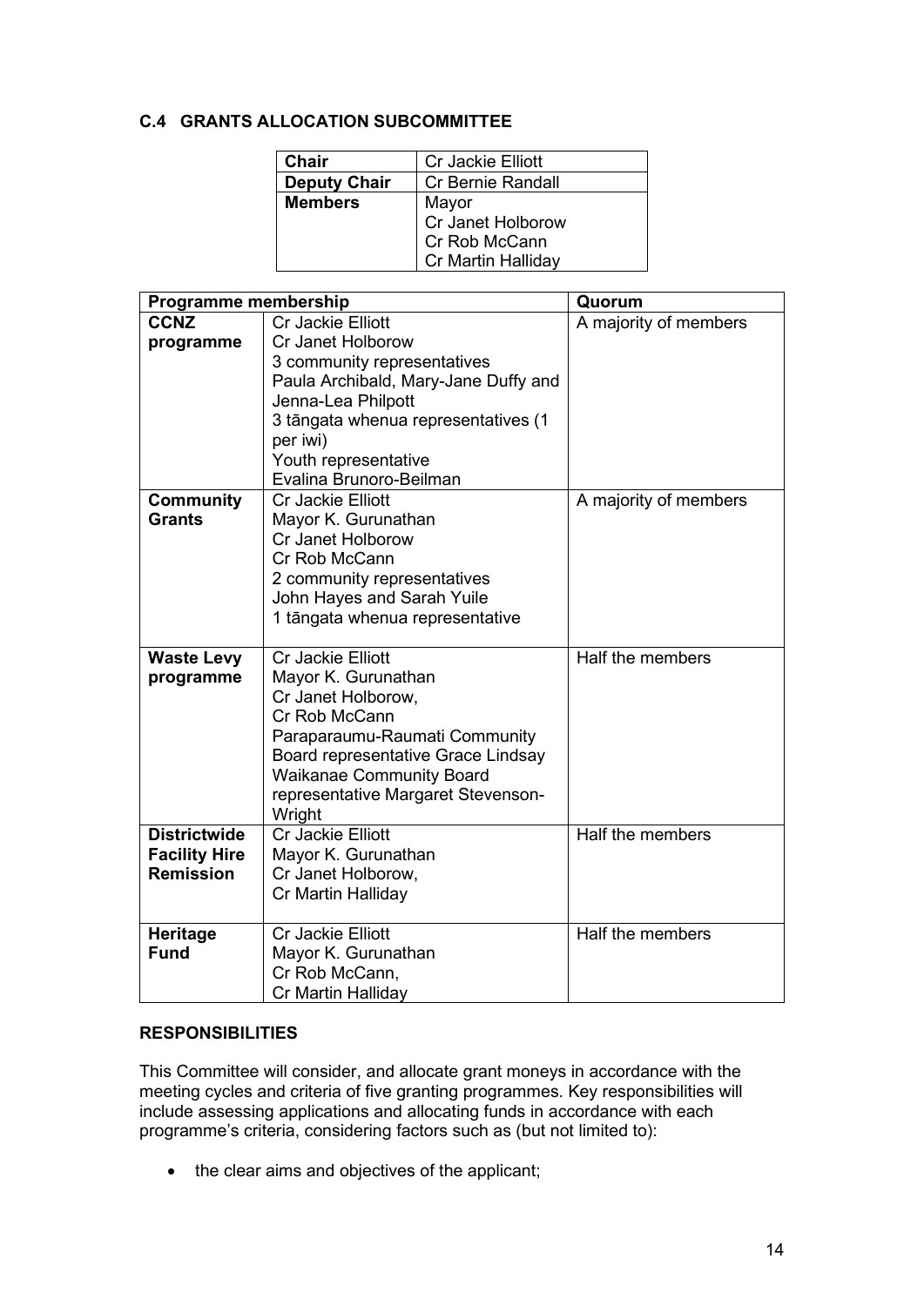### C.4 GRANTS ALLOCATION SUBCOMMITTEE

| | |
|---|---|
| **Chair** | Cr Jackie Elliott |
| **Deputy Chair** | Cr Bernie Randall |
| **Members** | Mayor<br>Cr Janet Holborow<br>Cr Rob McCann<br>Cr Martin Halliday |

| **Programme membership** | | **Quorum** |
|---|---|---|
| **CCNZ programme** | Cr Jackie Elliott<br>Cr Janet Holborow<br>3 community representatives<br>Paula Archibald, Mary-Jane Duffy and Jenna-Lea Philpott<br>3 tāngata whenua representatives (1 per iwi)<br>Youth representative<br>Evalina Brunoro-Beilman | A majority of members |
| **Community Grants** | Cr Jackie Elliott<br>Mayor K. Gurunathan<br>Cr Janet Holborow<br>Cr Rob McCann<br>2 community representatives<br>John Hayes and Sarah Yuile<br>1 tāngata whenua representative | A majority of members |
| **Waste Levy programme** | Cr Jackie Elliott<br>Mayor K. Gurunathan<br>Cr Janet Holborow,<br>Cr Rob McCann<br>Paraparaumu-Raumati Community Board representative Grace Lindsay<br>Waikanae Community Board representative Margaret Stevenson-Wright | Half the members |
| **Districtwide Facility Hire Remission** | Cr Jackie Elliott<br>Mayor K. Gurunathan<br>Cr Janet Holborow,<br>Cr Martin Halliday | Half the members |
| **Heritage Fund** | Cr Jackie Elliott<br>Mayor K. Gurunathan<br>Cr Rob McCann,<br>Cr Martin Halliday | Half the members |

**RESPONSIBILITIES**

This Committee will consider, and allocate grant moneys in accordance with the meeting cycles and criteria of five granting programmes. Key responsibilities will include assessing applications and allocating funds in accordance with each programme's criteria, considering factors such as (but not limited to):

- the clear aims and objectives of the applicant;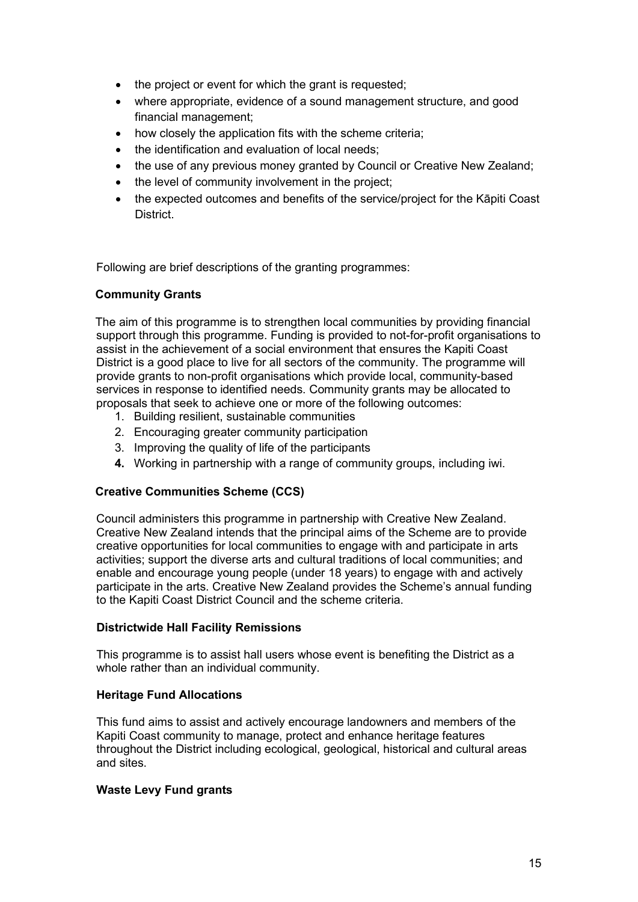- the project or event for which the grant is requested;
- where appropriate, evidence of a sound management structure, and good financial management;
- how closely the application fits with the scheme criteria;
- the identification and evaluation of local needs;
- the use of any previous money granted by Council or Creative New Zealand;
- the level of community involvement in the project;
- the expected outcomes and benefits of the service/project for the Kāpiti Coast District.

Following are brief descriptions of the granting programmes:

**Community Grants**

The aim of this programme is to strengthen local communities by providing financial support through this programme. Funding is provided to not-for-profit organisations to assist in the achievement of a social environment that ensures the Kapiti Coast District is a good place to live for all sectors of the community. The programme will provide grants to non-profit organisations which provide local, community-based services in response to identified needs. Community grants may be allocated to proposals that seek to achieve one or more of the following outcomes:

1. Building resilient, sustainable communities
2. Encouraging greater community participation
3. Improving the quality of life of the participants
4. Working in partnership with a range of community groups, including iwi.

**Creative Communities Scheme (CCS)**

Council administers this programme in partnership with Creative New Zealand. Creative New Zealand intends that the principal aims of the Scheme are to provide creative opportunities for local communities to engage with and participate in arts activities; support the diverse arts and cultural traditions of local communities; and enable and encourage young people (under 18 years) to engage with and actively participate in the arts. Creative New Zealand provides the Scheme's annual funding to the Kapiti Coast District Council and the scheme criteria.

**Districtwide Hall Facility Remissions**

This programme is to assist hall users whose event is benefiting the District as a whole rather than an individual community.

**Heritage Fund Allocations**

This fund aims to assist and actively encourage landowners and members of the Kapiti Coast community to manage, protect and enhance heritage features throughout the District including ecological, geological, historical and cultural areas and sites.

**Waste Levy Fund grants**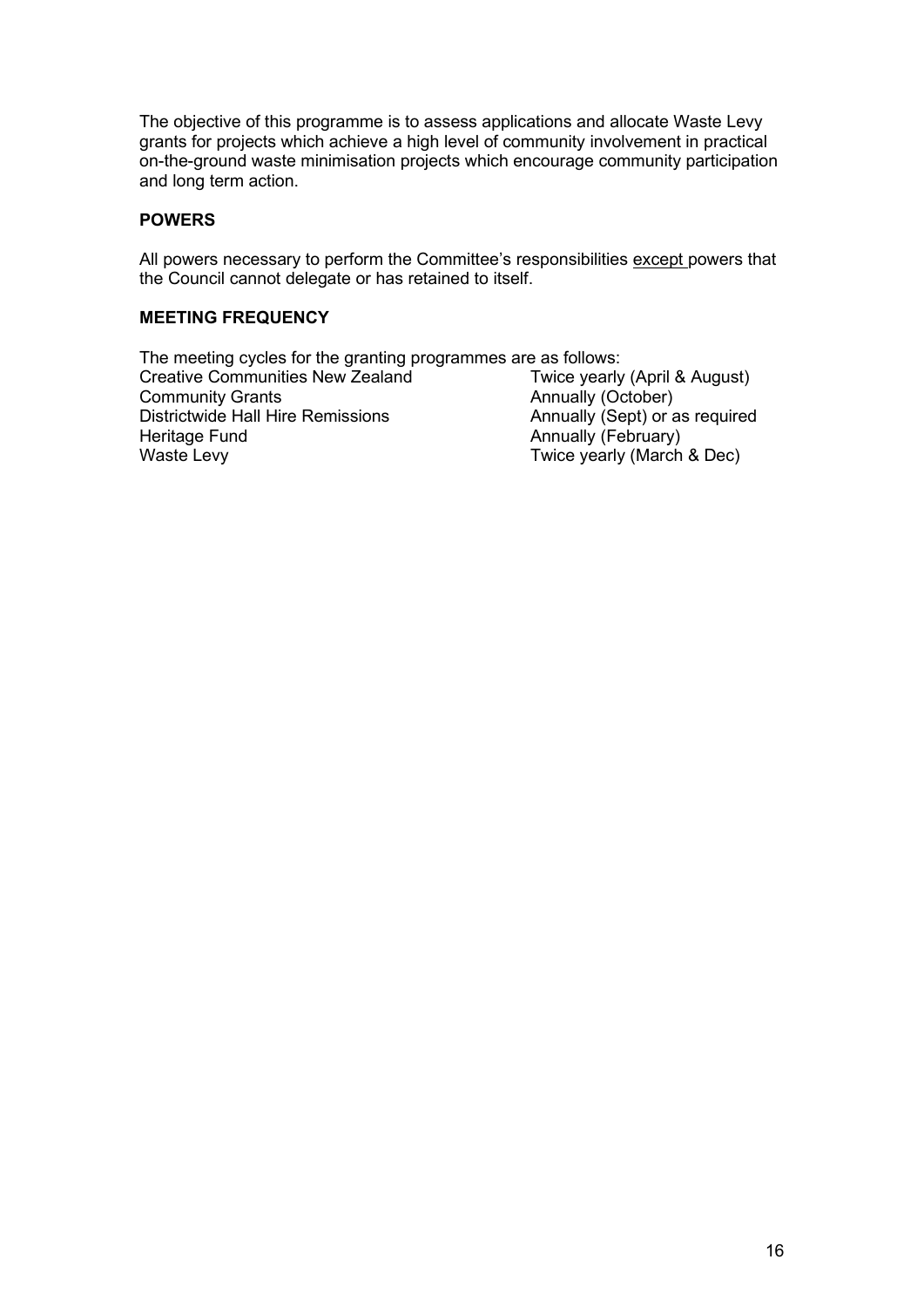The objective of this programme is to assess applications and allocate Waste Levy grants for projects which achieve a high level of community involvement in practical on-the-ground waste minimisation projects which encourage community participation and long term action.

**POWERS**

All powers necessary to perform the Committee's responsibilities <u>except</u> powers that the Council cannot delegate or has retained to itself.

**MEETING FREQUENCY**

The meeting cycles for the granting programmes are as follows:

| | |
|---|---|
| Creative Communities New Zealand | Twice yearly (April & August) |
| Community Grants | Annually (October) |
| Districtwide Hall Hire Remissions | Annually (Sept) or as required |
| Heritage Fund | Annually (February) |
| Waste Levy | Twice yearly (March & Dec) |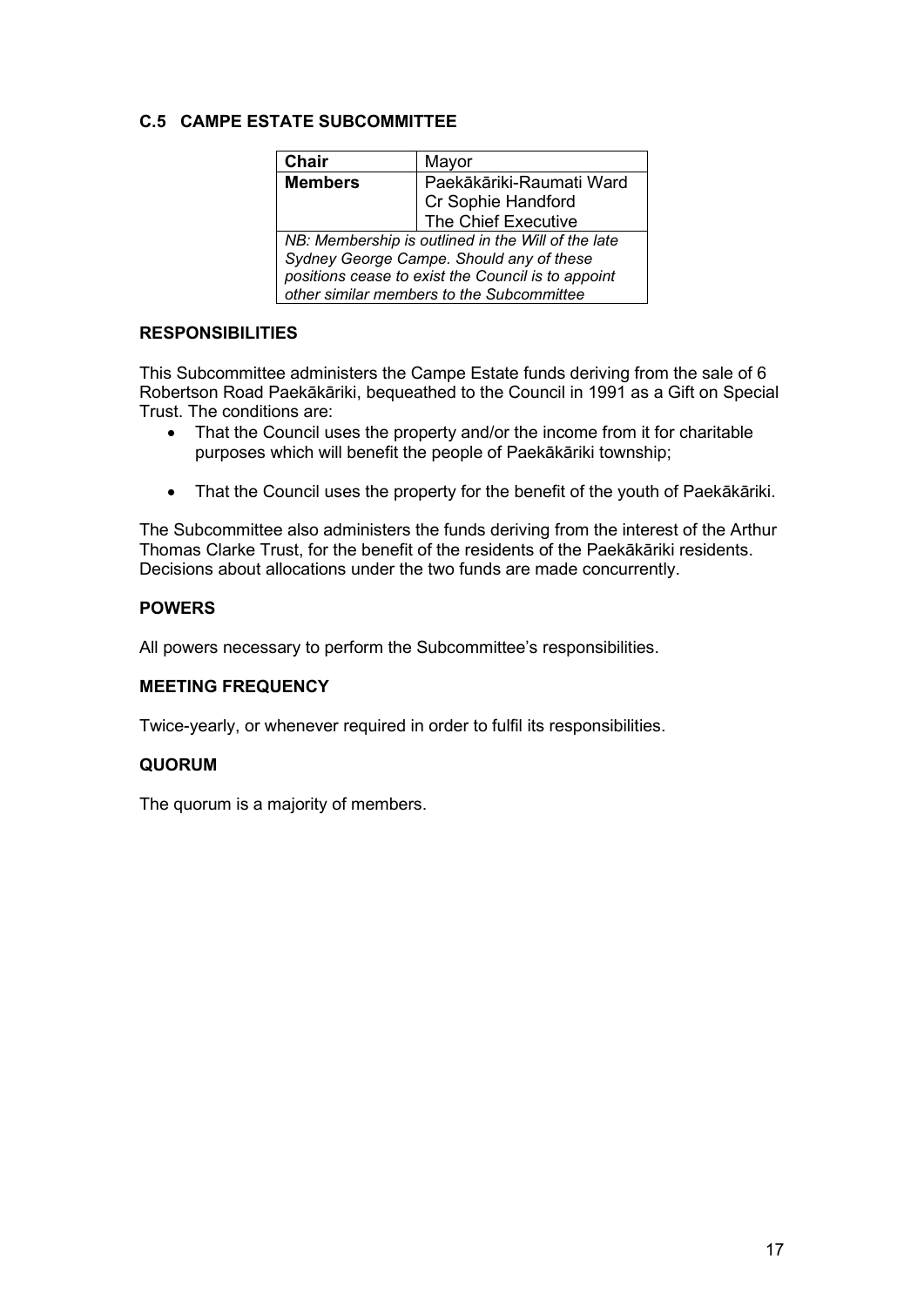## C.5 CAMPE ESTATE SUBCOMMITTEE

| Chair | Mayor |
|---|---|
| **Members** | Paekākāriki-Raumati Ward<br>Cr Sophie Handford<br>The Chief Executive |
| *NB: Membership is outlined in the Will of the late Sydney George Campe. Should any of these positions cease to exist the Council is to appoint other similar members to the Subcommittee* | |

### RESPONSIBILITIES

This Subcommittee administers the Campe Estate funds deriving from the sale of 6 Robertson Road Paekākāriki, bequeathed to the Council in 1991 as a Gift on Special Trust. The conditions are:

- That the Council uses the property and/or the income from it for charitable purposes which will benefit the people of Paekākāriki township;
- That the Council uses the property for the benefit of the youth of Paekākāriki.

The Subcommittee also administers the funds deriving from the interest of the Arthur Thomas Clarke Trust, for the benefit of the residents of the Paekākāriki residents. Decisions about allocations under the two funds are made concurrently.

### POWERS

All powers necessary to perform the Subcommittee's responsibilities.

### MEETING FREQUENCY

Twice-yearly, or whenever required in order to fulfil its responsibilities.

### QUORUM

The quorum is a majority of members.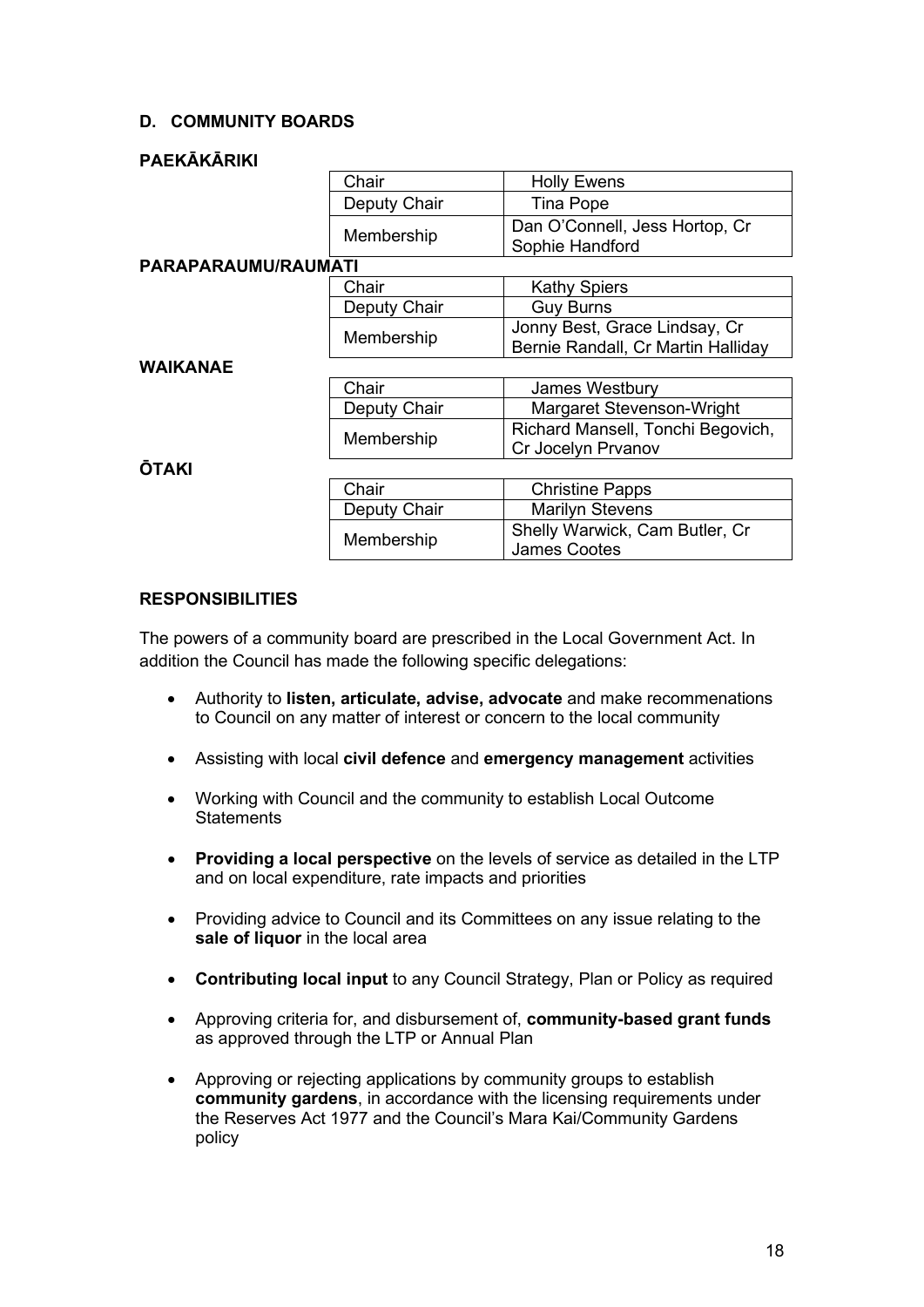### D. COMMUNITY BOARDS

**PAEKĀKĀRIKI**

| | |
|---|---|
| Chair | Holly Ewens |
| Deputy Chair | Tina Pope |
| Membership | Dan O'Connell, Jess Hortop, Cr Sophie Handford |

**PARAPARAUMU/RAUMATI**

| | |
|---|---|
| Chair | Kathy Spiers |
| Deputy Chair | Guy Burns |
| Membership | Jonny Best, Grace Lindsay, Cr Bernie Randall, Cr Martin Halliday |

**WAIKANAE**

| | |
|---|---|
| Chair | James Westbury |
| Deputy Chair | Margaret Stevenson-Wright |
| Membership | Richard Mansell, Tonchi Begovich, Cr Jocelyn Prvanov |

**ŌTAKI**

| | |
|---|---|
| Chair | Christine Papps |
| Deputy Chair | Marilyn Stevens |
| Membership | Shelly Warwick, Cam Butler, Cr James Cootes |

**RESPONSIBILITIES**

The powers of a community board are prescribed in the Local Government Act. In addition the Council has made the following specific delegations:

- Authority to **listen, articulate, advise, advocate** and make recommenations to Council on any matter of interest or concern to the local community
- Assisting with local **civil defence** and **emergency management** activities
- Working with Council and the community to establish Local Outcome Statements
- **Providing a local perspective** on the levels of service as detailed in the LTP and on local expenditure, rate impacts and priorities
- Providing advice to Council and its Committees on any issue relating to the **sale of liquor** in the local area
- **Contributing local input** to any Council Strategy, Plan or Policy as required
- Approving criteria for, and disbursement of, **community-based grant funds** as approved through the LTP or Annual Plan
- Approving or rejecting applications by community groups to establish **community gardens**, in accordance with the licensing requirements under the Reserves Act 1977 and the Council's Mara Kai/Community Gardens policy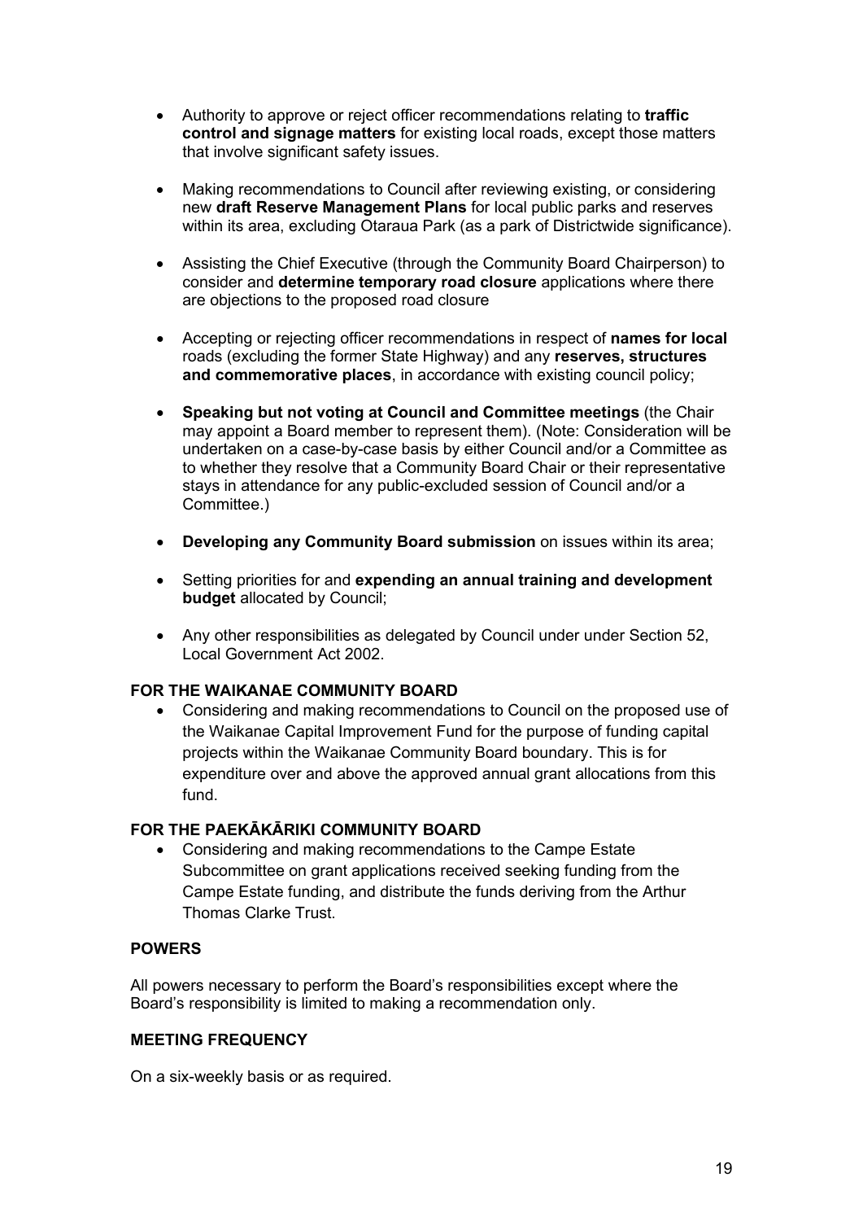- Authority to approve or reject officer recommendations relating to **traffic control and signage matters** for existing local roads, except those matters that involve significant safety issues.

- Making recommendations to Council after reviewing existing, or considering new **draft Reserve Management Plans** for local public parks and reserves within its area, excluding Otaraua Park (as a park of Districtwide significance).

- Assisting the Chief Executive (through the Community Board Chairperson) to consider and **determine temporary road closure** applications where there are objections to the proposed road closure

- Accepting or rejecting officer recommendations in respect of **names for local** roads (excluding the former State Highway) and any **reserves, structures and commemorative places**, in accordance with existing council policy;

- **Speaking but not voting at Council and Committee meetings** (the Chair may appoint a Board member to represent them). (Note: Consideration will be undertaken on a case-by-case basis by either Council and/or a Committee as to whether they resolve that a Community Board Chair or their representative stays in attendance for any public-excluded session of Council and/or a Committee.)

- **Developing any Community Board submission** on issues within its area;

- Setting priorities for and **expending an annual training and development budget** allocated by Council;

- Any other responsibilities as delegated by Council under under Section 52, Local Government Act 2002.

**FOR THE WAIKANAE COMMUNITY BOARD**

- Considering and making recommendations to Council on the proposed use of the Waikanae Capital Improvement Fund for the purpose of funding capital projects within the Waikanae Community Board boundary. This is for expenditure over and above the approved annual grant allocations from this fund.

**FOR THE PAEKĀKĀRIKI COMMUNITY BOARD**

- Considering and making recommendations to the Campe Estate Subcommittee on grant applications received seeking funding from the Campe Estate funding, and distribute the funds deriving from the Arthur Thomas Clarke Trust.

**POWERS**

All powers necessary to perform the Board's responsibilities except where the Board's responsibility is limited to making a recommendation only.

**MEETING FREQUENCY**

On a six-weekly basis or as required.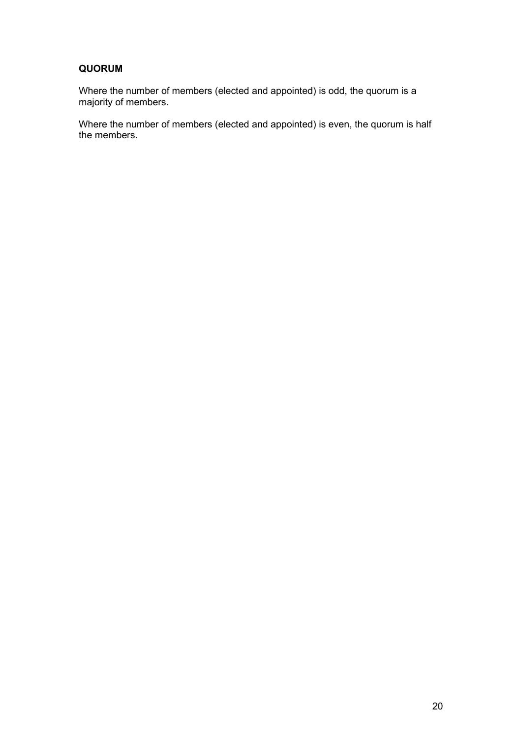**QUORUM**

Where the number of members (elected and appointed) is odd, the quorum is a majority of members.

Where the number of members (elected and appointed) is even, the quorum is half the members.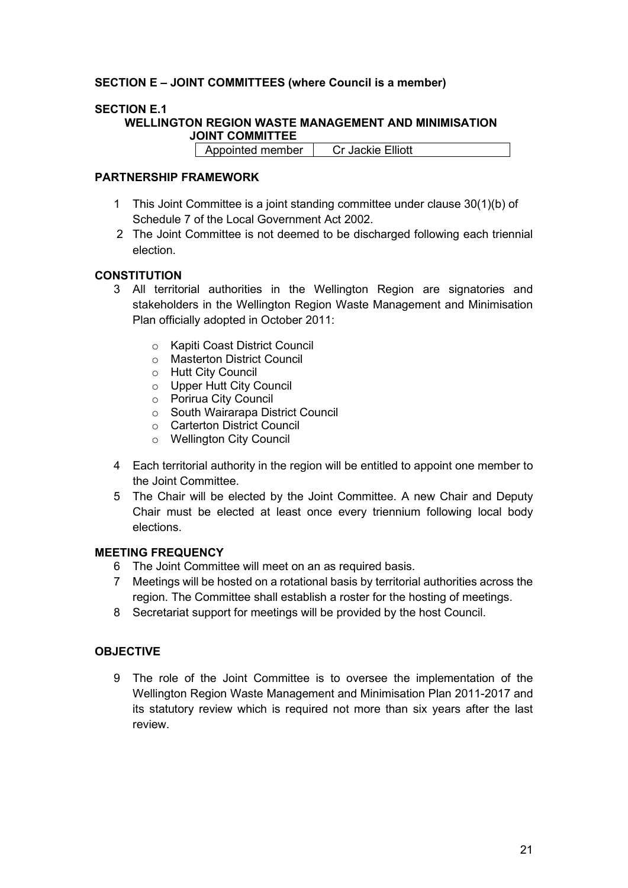## SECTION E – JOINT COMMITTEES (where Council is a member)

### SECTION E.1

### WELLINGTON REGION WASTE MANAGEMENT AND MINIMISATION JOINT COMMITTEE

| Appointed member | Cr Jackie Elliott |
|---|---|

#### PARTNERSHIP FRAMEWORK

1. This Joint Committee is a joint standing committee under clause 30(1)(b) of Schedule 7 of the Local Government Act 2002.
2. The Joint Committee is not deemed to be discharged following each triennial election.

#### CONSTITUTION

3. All territorial authorities in the Wellington Region are signatories and stakeholders in the Wellington Region Waste Management and Minimisation Plan officially adopted in October 2011:
   - Kapiti Coast District Council
   - Masterton District Council
   - Hutt City Council
   - Upper Hutt City Council
   - Porirua City Council
   - South Wairarapa District Council
   - Carterton District Council
   - Wellington City Council
4. Each territorial authority in the region will be entitled to appoint one member to the Joint Committee.
5. The Chair will be elected by the Joint Committee. A new Chair and Deputy Chair must be elected at least once every triennium following local body elections.

#### MEETING FREQUENCY

6. The Joint Committee will meet on an as required basis.
7. Meetings will be hosted on a rotational basis by territorial authorities across the region. The Committee shall establish a roster for the hosting of meetings.
8. Secretariat support for meetings will be provided by the host Council.

#### OBJECTIVE

9. The role of the Joint Committee is to oversee the implementation of the Wellington Region Waste Management and Minimisation Plan 2011-2017 and its statutory review which is required not more than six years after the last review.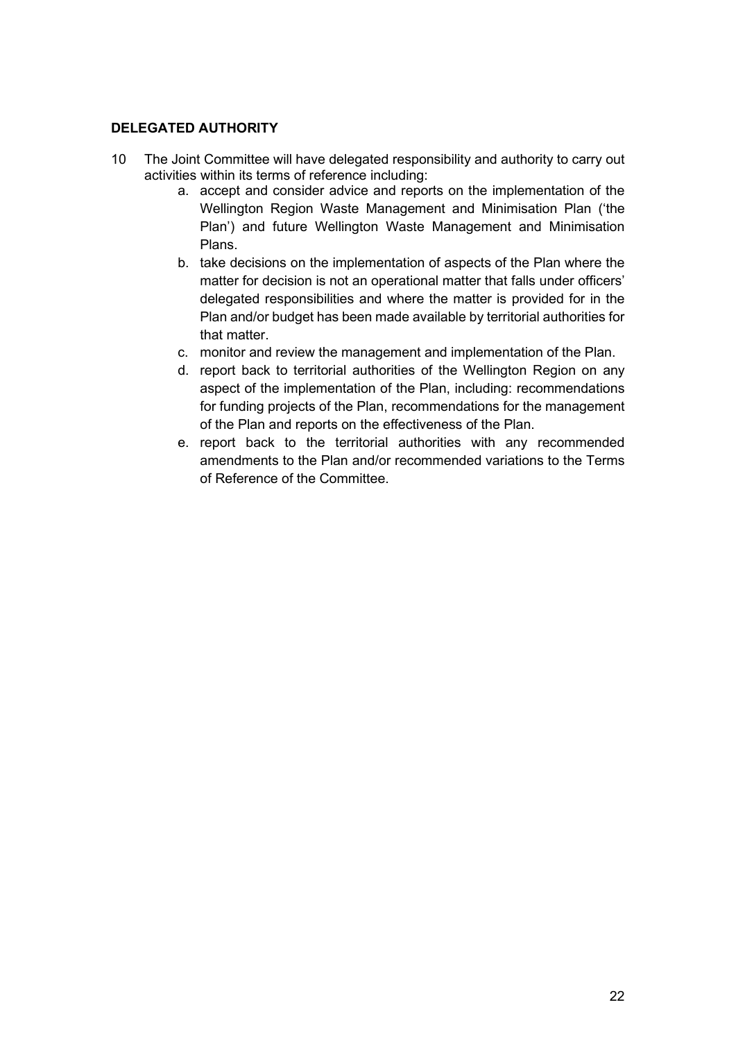**DELEGATED AUTHORITY**

10 The Joint Committee will have delegated responsibility and authority to carry out activities within its terms of reference including:

   a. accept and consider advice and reports on the implementation of the Wellington Region Waste Management and Minimisation Plan ('the Plan') and future Wellington Waste Management and Minimisation Plans.
   b. take decisions on the implementation of aspects of the Plan where the matter for decision is not an operational matter that falls under officers' delegated responsibilities and where the matter is provided for in the Plan and/or budget has been made available by territorial authorities for that matter.
   c. monitor and review the management and implementation of the Plan.
   d. report back to territorial authorities of the Wellington Region on any aspect of the implementation of the Plan, including: recommendations for funding projects of the Plan, recommendations for the management of the Plan and reports on the effectiveness of the Plan.
   e. report back to the territorial authorities with any recommended amendments to the Plan and/or recommended variations to the Terms of Reference of the Committee.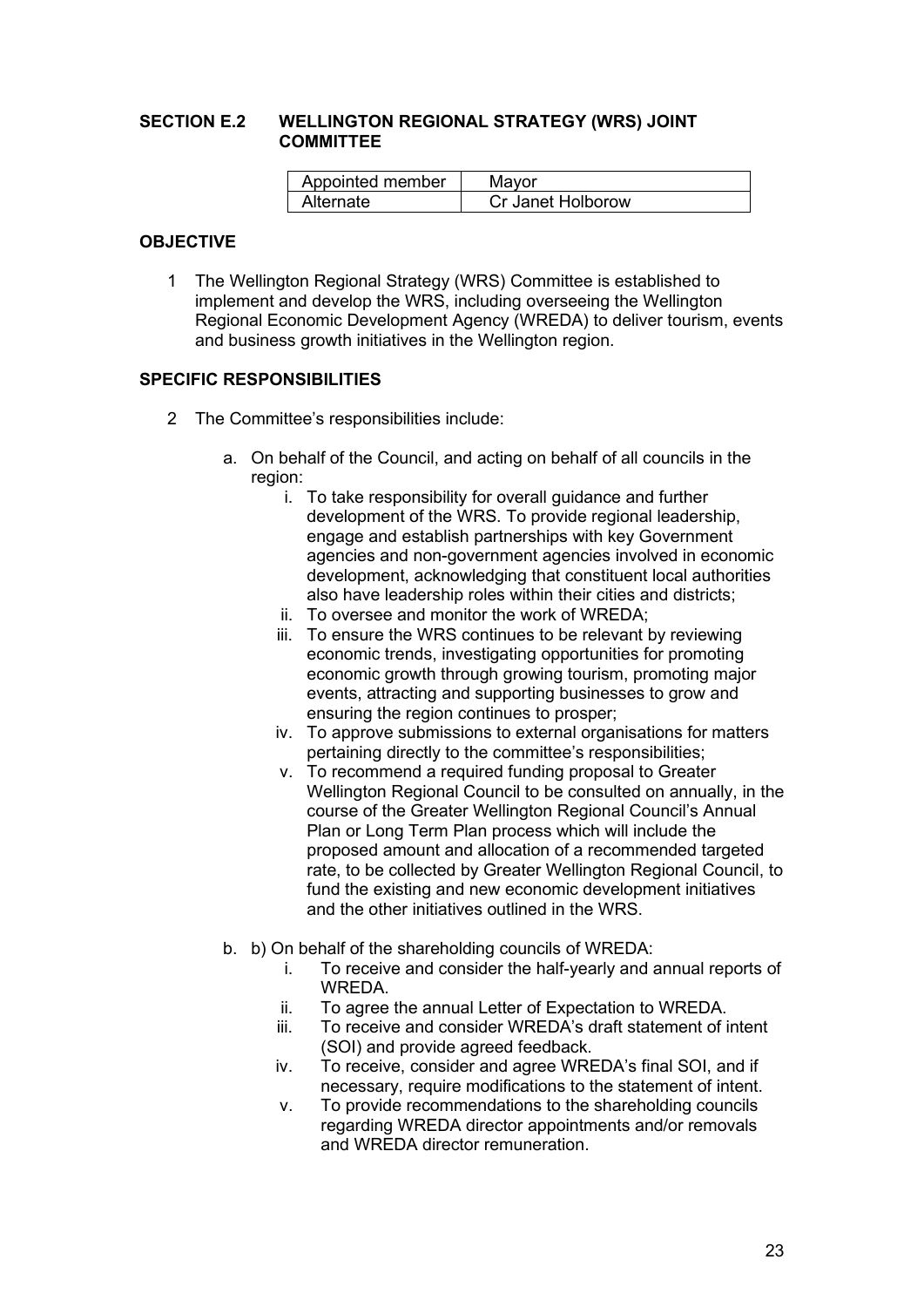## SECTION E.2 WELLINGTON REGIONAL STRATEGY (WRS) JOINT COMMITTEE

| Appointed member | Mayor |
|---|---|
| Alternate | Cr Janet Holborow |

### OBJECTIVE

1 The Wellington Regional Strategy (WRS) Committee is established to implement and develop the WRS, including overseeing the Wellington Regional Economic Development Agency (WREDA) to deliver tourism, events and business growth initiatives in the Wellington region.

### SPECIFIC RESPONSIBILITIES

2 The Committee's responsibilities include:

a. On behalf of the Council, and acting on behalf of all councils in the region:
   i. To take responsibility for overall guidance and further development of the WRS. To provide regional leadership, engage and establish partnerships with key Government agencies and non-government agencies involved in economic development, acknowledging that constituent local authorities also have leadership roles within their cities and districts;
   ii. To oversee and monitor the work of WREDA;
   iii. To ensure the WRS continues to be relevant by reviewing economic trends, investigating opportunities for promoting economic growth through growing tourism, promoting major events, attracting and supporting businesses to grow and ensuring the region continues to prosper;
   iv. To approve submissions to external organisations for matters pertaining directly to the committee's responsibilities;
   v. To recommend a required funding proposal to Greater Wellington Regional Council to be consulted on annually, in the course of the Greater Wellington Regional Council's Annual Plan or Long Term Plan process which will include the proposed amount and allocation of a recommended targeted rate, to be collected by Greater Wellington Regional Council, to fund the existing and new economic development initiatives and the other initiatives outlined in the WRS.

b. b) On behalf of the shareholding councils of WREDA:
   i. To receive and consider the half-yearly and annual reports of WREDA.
   ii. To agree the annual Letter of Expectation to WREDA.
   iii. To receive and consider WREDA's draft statement of intent (SOI) and provide agreed feedback.
   iv. To receive, consider and agree WREDA's final SOI, and if necessary, require modifications to the statement of intent.
   v. To provide recommendations to the shareholding councils regarding WREDA director appointments and/or removals and WREDA director remuneration.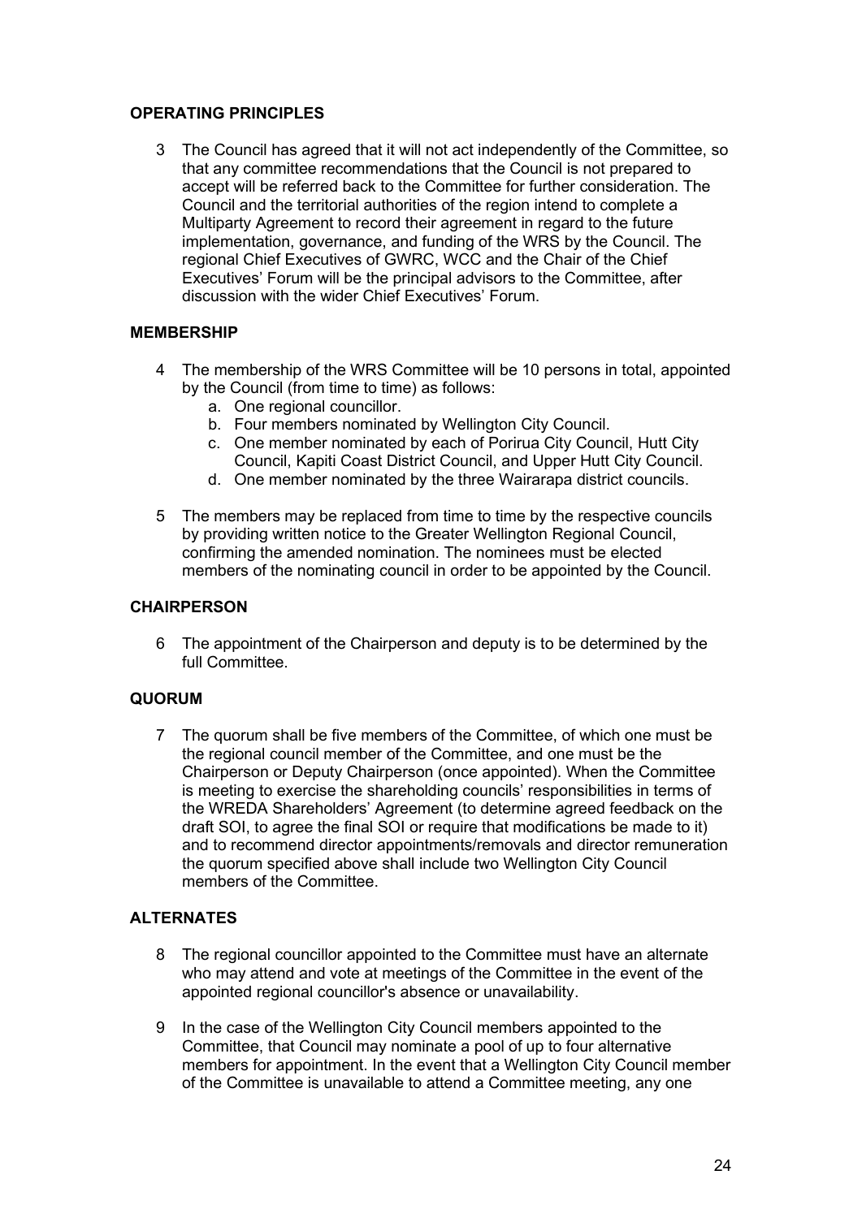## OPERATING PRINCIPLES

3 The Council has agreed that it will not act independently of the Committee, so that any committee recommendations that the Council is not prepared to accept will be referred back to the Committee for further consideration. The Council and the territorial authorities of the region intend to complete a Multiparty Agreement to record their agreement in regard to the future implementation, governance, and funding of the WRS by the Council. The regional Chief Executives of GWRC, WCC and the Chair of the Chief Executives' Forum will be the principal advisors to the Committee, after discussion with the wider Chief Executives' Forum.

## MEMBERSHIP

4 The membership of the WRS Committee will be 10 persons in total, appointed by the Council (from time to time) as follows:
   a. One regional councillor.
   b. Four members nominated by Wellington City Council.
   c. One member nominated by each of Porirua City Council, Hutt City Council, Kapiti Coast District Council, and Upper Hutt City Council.
   d. One member nominated by the three Wairarapa district councils.

5 The members may be replaced from time to time by the respective councils by providing written notice to the Greater Wellington Regional Council, confirming the amended nomination. The nominees must be elected members of the nominating council in order to be appointed by the Council.

## CHAIRPERSON

6 The appointment of the Chairperson and deputy is to be determined by the full Committee.

## QUORUM

7 The quorum shall be five members of the Committee, of which one must be the regional council member of the Committee, and one must be the Chairperson or Deputy Chairperson (once appointed). When the Committee is meeting to exercise the shareholding councils' responsibilities in terms of the WREDA Shareholders' Agreement (to determine agreed feedback on the draft SOI, to agree the final SOI or require that modifications be made to it) and to recommend director appointments/removals and director remuneration the quorum specified above shall include two Wellington City Council members of the Committee.

## ALTERNATES

8 The regional councillor appointed to the Committee must have an alternate who may attend and vote at meetings of the Committee in the event of the appointed regional councillor's absence or unavailability.

9 In the case of the Wellington City Council members appointed to the Committee, that Council may nominate a pool of up to four alternative members for appointment. In the event that a Wellington City Council member of the Committee is unavailable to attend a Committee meeting, any one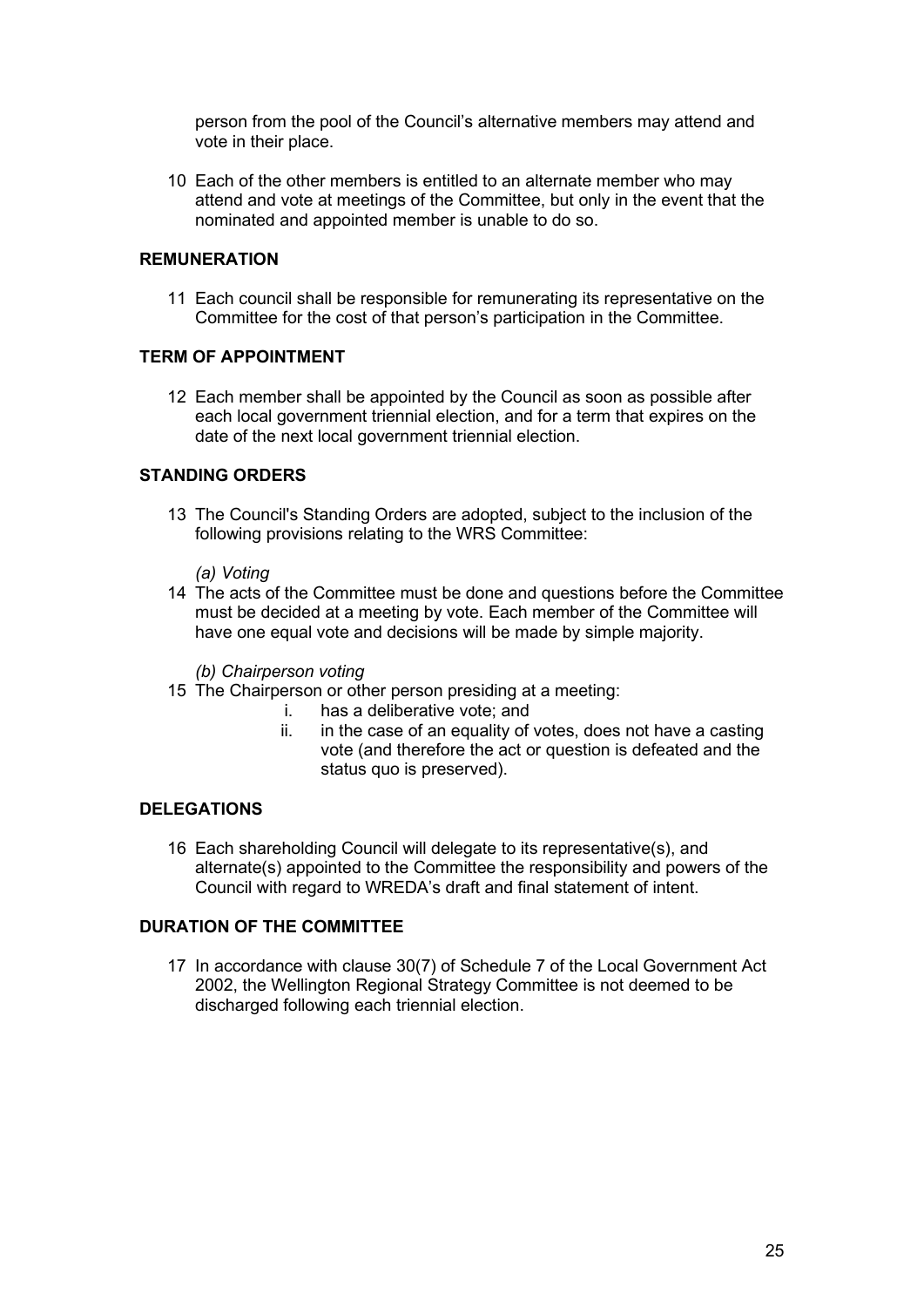person from the pool of the Council's alternative members may attend and vote in their place.

10 Each of the other members is entitled to an alternate member who may attend and vote at meetings of the Committee, but only in the event that the nominated and appointed member is unable to do so.

**REMUNERATION**

11 Each council shall be responsible for remunerating its representative on the Committee for the cost of that person's participation in the Committee.

**TERM OF APPOINTMENT**

12 Each member shall be appointed by the Council as soon as possible after each local government triennial election, and for a term that expires on the date of the next local government triennial election.

**STANDING ORDERS**

13 The Council's Standing Orders are adopted, subject to the inclusion of the following provisions relating to the WRS Committee:

*(a) Voting*

14 The acts of the Committee must be done and questions before the Committee must be decided at a meeting by vote. Each member of the Committee will have one equal vote and decisions will be made by simple majority.

*(b) Chairperson voting*

15 The Chairperson or other person presiding at a meeting:

i. has a deliberative vote; and
ii. in the case of an equality of votes, does not have a casting vote (and therefore the act or question is defeated and the status quo is preserved).

**DELEGATIONS**

16 Each shareholding Council will delegate to its representative(s), and alternate(s) appointed to the Committee the responsibility and powers of the Council with regard to WREDA's draft and final statement of intent.

**DURATION OF THE COMMITTEE**

17 In accordance with clause 30(7) of Schedule 7 of the Local Government Act 2002, the Wellington Regional Strategy Committee is not deemed to be discharged following each triennial election.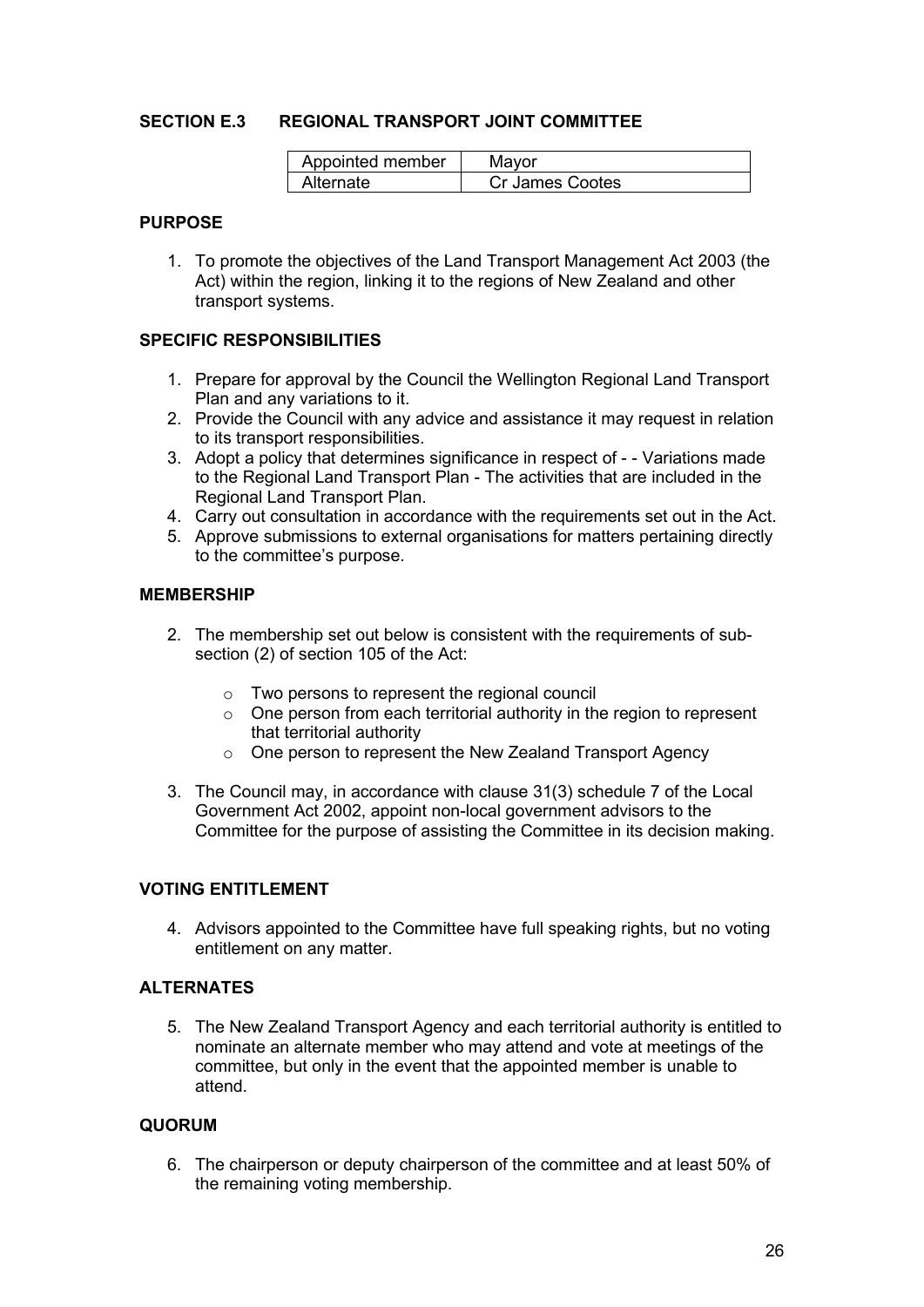## SECTION E.3 REGIONAL TRANSPORT JOINT COMMITTEE

| Appointed member | Mayor |
|---|---|
| Alternate | Cr James Cootes |

### PURPOSE

1. To promote the objectives of the Land Transport Management Act 2003 (the Act) within the region, linking it to the regions of New Zealand and other transport systems.

### SPECIFIC RESPONSIBILITIES

1. Prepare for approval by the Council the Wellington Regional Land Transport Plan and any variations to it.
2. Provide the Council with any advice and assistance it may request in relation to its transport responsibilities.
3. Adopt a policy that determines significance in respect of - - Variations made to the Regional Land Transport Plan - The activities that are included in the Regional Land Transport Plan.
4. Carry out consultation in accordance with the requirements set out in the Act.
5. Approve submissions to external organisations for matters pertaining directly to the committee's purpose.

### MEMBERSHIP

2. The membership set out below is consistent with the requirements of sub-section (2) of section 105 of the Act:
   - Two persons to represent the regional council
   - One person from each territorial authority in the region to represent that territorial authority
   - One person to represent the New Zealand Transport Agency
3. The Council may, in accordance with clause 31(3) schedule 7 of the Local Government Act 2002, appoint non-local government advisors to the Committee for the purpose of assisting the Committee in its decision making.

### VOTING ENTITLEMENT

4. Advisors appointed to the Committee have full speaking rights, but no voting entitlement on any matter.

### ALTERNATES

5. The New Zealand Transport Agency and each territorial authority is entitled to nominate an alternate member who may attend and vote at meetings of the committee, but only in the event that the appointed member is unable to attend.

### QUORUM

6. The chairperson or deputy chairperson of the committee and at least 50% of the remaining voting membership.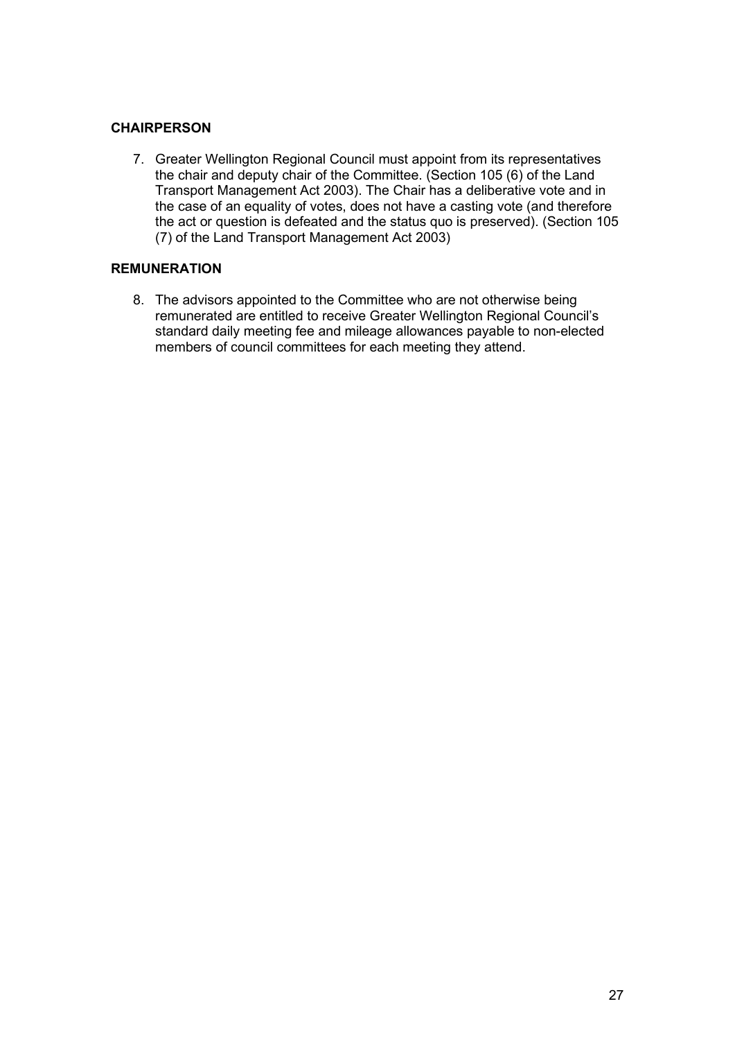**CHAIRPERSON**

7. Greater Wellington Regional Council must appoint from its representatives the chair and deputy chair of the Committee. (Section 105 (6) of the Land Transport Management Act 2003). The Chair has a deliberative vote and in the case of an equality of votes, does not have a casting vote (and therefore the act or question is defeated and the status quo is preserved). (Section 105 (7) of the Land Transport Management Act 2003)

**REMUNERATION**

8. The advisors appointed to the Committee who are not otherwise being remunerated are entitled to receive Greater Wellington Regional Council's standard daily meeting fee and mileage allowances payable to non-elected members of council committees for each meeting they attend.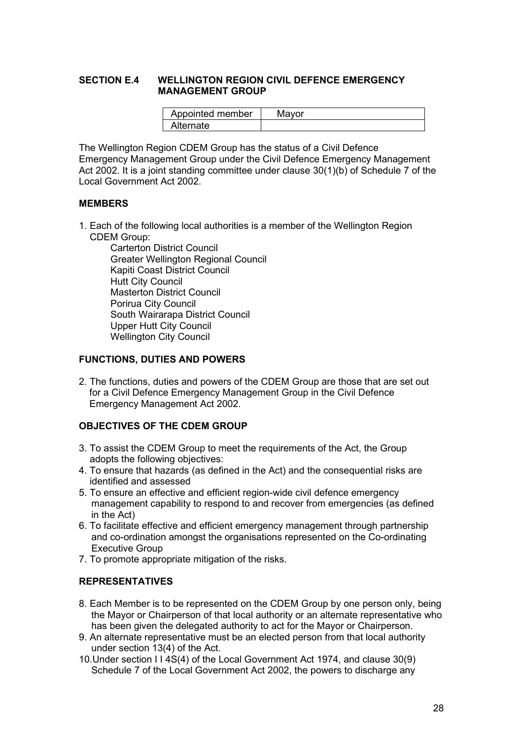## SECTION E.4 WELLINGTON REGION CIVIL DEFENCE EMERGENCY MANAGEMENT GROUP

| Appointed member | Mayor |
|---|---|
| Alternate | |

The Wellington Region CDEM Group has the status of a Civil Defence Emergency Management Group under the Civil Defence Emergency Management Act 2002. It is a joint standing committee under clause 30(1)(b) of Schedule 7 of the Local Government Act 2002.

### MEMBERS

1. Each of the following local authorities is a member of the Wellington Region CDEM Group:
   - Carterton District Council
   - Greater Wellington Regional Council
   - Kapiti Coast District Council
   - Hutt City Council
   - Masterton District Council
   - Porirua City Council
   - South Wairarapa District Council
   - Upper Hutt City Council
   - Wellington City Council

### FUNCTIONS, DUTIES AND POWERS

2. The functions, duties and powers of the CDEM Group are those that are set out for a Civil Defence Emergency Management Group in the Civil Defence Emergency Management Act 2002.

### OBJECTIVES OF THE CDEM GROUP

3. To assist the CDEM Group to meet the requirements of the Act, the Group adopts the following objectives:
4. To ensure that hazards (as defined in the Act) and the consequential risks are identified and assessed
5. To ensure an effective and efficient region-wide civil defence emergency management capability to respond to and recover from emergencies (as defined in the Act)
6. To facilitate effective and efficient emergency management through partnership and co-ordination amongst the organisations represented on the Co-ordinating Executive Group
7. To promote appropriate mitigation of the risks.

### REPRESENTATIVES

8. Each Member is to be represented on the CDEM Group by one person only, being the Mayor or Chairperson of that local authority or an alternate representative who has been given the delegated authority to act for the Mayor or Chairperson.
9. An alternate representative must be an elected person from that local authority under section 13(4) of the Act.
10. Under section I I 4S(4) of the Local Government Act 1974, and clause 30(9) Schedule 7 of the Local Government Act 2002, the powers to discharge any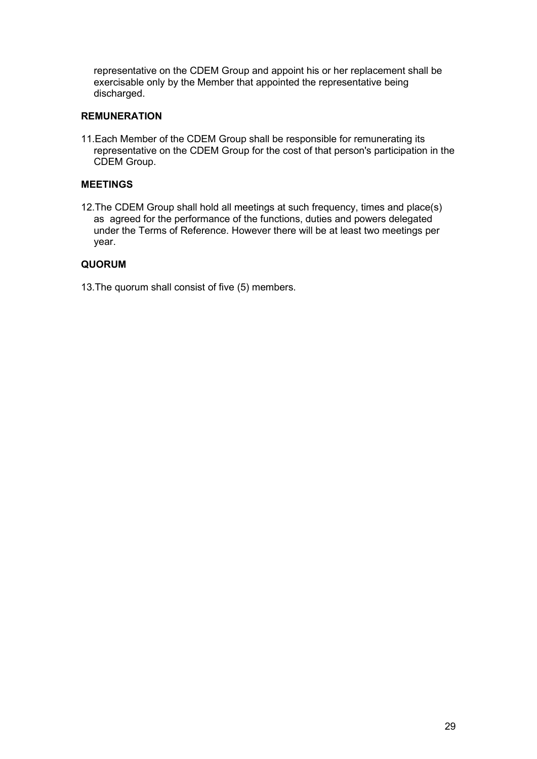representative on the CDEM Group and appoint his or her replacement shall be exercisable only by the Member that appointed the representative being discharged.

**REMUNERATION**

11. Each Member of the CDEM Group shall be responsible for remunerating its representative on the CDEM Group for the cost of that person's participation in the CDEM Group.

**MEETINGS**

12. The CDEM Group shall hold all meetings at such frequency, times and place(s) as agreed for the performance of the functions, duties and powers delegated under the Terms of Reference. However there will be at least two meetings per year.

**QUORUM**

13. The quorum shall consist of five (5) members.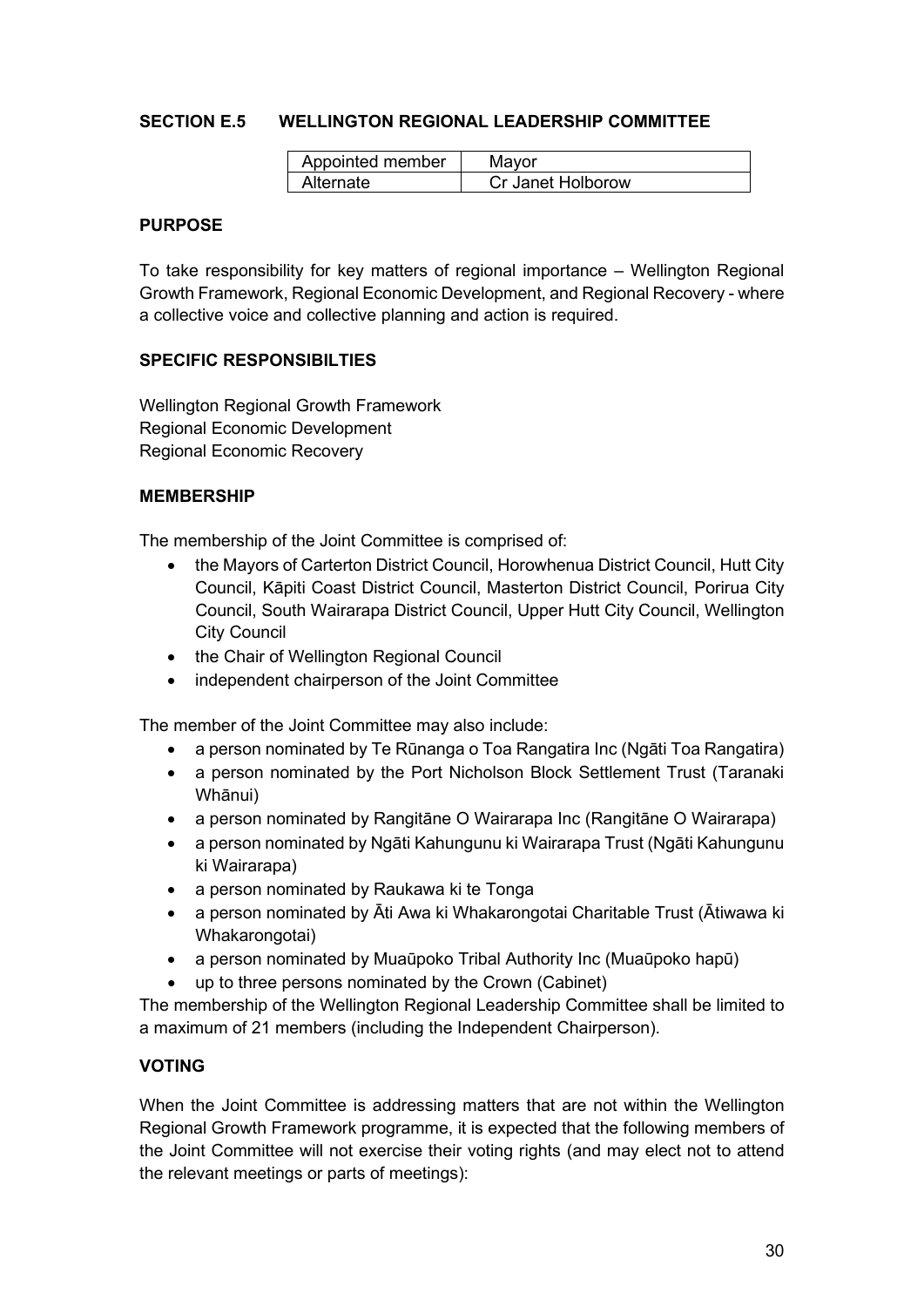## SECTION E.5 WELLINGTON REGIONAL LEADERSHIP COMMITTEE

| Appointed member | Mayor |
|---|---|
| Alternate | Cr Janet Holborow |

### PURPOSE

To take responsibility for key matters of regional importance – Wellington Regional Growth Framework, Regional Economic Development, and Regional Recovery - where a collective voice and collective planning and action is required.

### SPECIFIC RESPONSIBILTIES

Wellington Regional Growth Framework
Regional Economic Development
Regional Economic Recovery

### MEMBERSHIP

The membership of the Joint Committee is comprised of:

- the Mayors of Carterton District Council, Horowhenua District Council, Hutt City Council, Kāpiti Coast District Council, Masterton District Council, Porirua City Council, South Wairarapa District Council, Upper Hutt City Council, Wellington City Council
- the Chair of Wellington Regional Council
- independent chairperson of the Joint Committee

The member of the Joint Committee may also include:

- a person nominated by Te Rūnanga o Toa Rangatira Inc (Ngāti Toa Rangatira)
- a person nominated by the Port Nicholson Block Settlement Trust (Taranaki Whānui)
- a person nominated by Rangitāne O Wairarapa Inc (Rangitāne O Wairarapa)
- a person nominated by Ngāti Kahungunu ki Wairarapa Trust (Ngāti Kahungunu ki Wairarapa)
- a person nominated by Raukawa ki te Tonga
- a person nominated by Āti Awa ki Whakarongotai Charitable Trust (Ātiwawa ki Whakarongotai)
- a person nominated by Muaūpoko Tribal Authority Inc (Muaūpoko hapū)
- up to three persons nominated by the Crown (Cabinet)

The membership of the Wellington Regional Leadership Committee shall be limited to a maximum of 21 members (including the Independent Chairperson).

### VOTING

When the Joint Committee is addressing matters that are not within the Wellington Regional Growth Framework programme, it is expected that the following members of the Joint Committee will not exercise their voting rights (and may elect not to attend the relevant meetings or parts of meetings):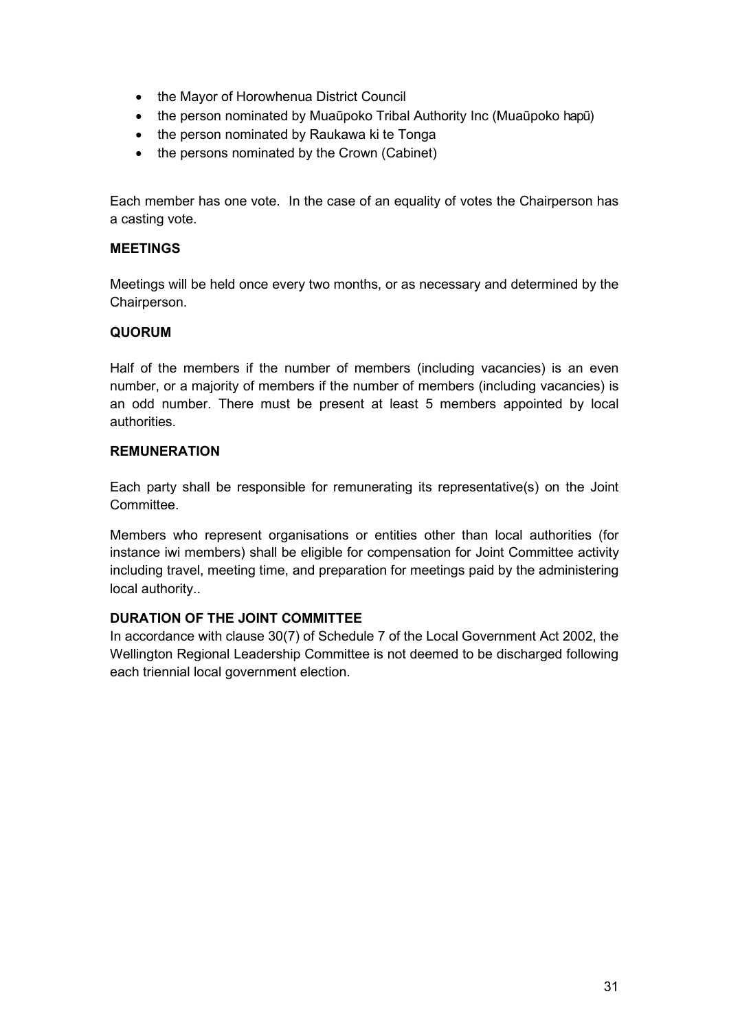- the Mayor of Horowhenua District Council
- the person nominated by Muaūpoko Tribal Authority Inc (Muaūpoko hapū)
- the person nominated by Raukawa ki te Tonga
- the persons nominated by the Crown (Cabinet)

Each member has one vote. In the case of an equality of votes the Chairperson has a casting vote.

**MEETINGS**

Meetings will be held once every two months, or as necessary and determined by the Chairperson.

**QUORUM**

Half of the members if the number of members (including vacancies) is an even number, or a majority of members if the number of members (including vacancies) is an odd number. There must be present at least 5 members appointed by local authorities.

**REMUNERATION**

Each party shall be responsible for remunerating its representative(s) on the Joint Committee.

Members who represent organisations or entities other than local authorities (for instance iwi members) shall be eligible for compensation for Joint Committee activity including travel, meeting time, and preparation for meetings paid by the administering local authority..

**DURATION OF THE JOINT COMMITTEE**

In accordance with clause 30(7) of Schedule 7 of the Local Government Act 2002, the Wellington Regional Leadership Committee is not deemed to be discharged following each triennial local government election.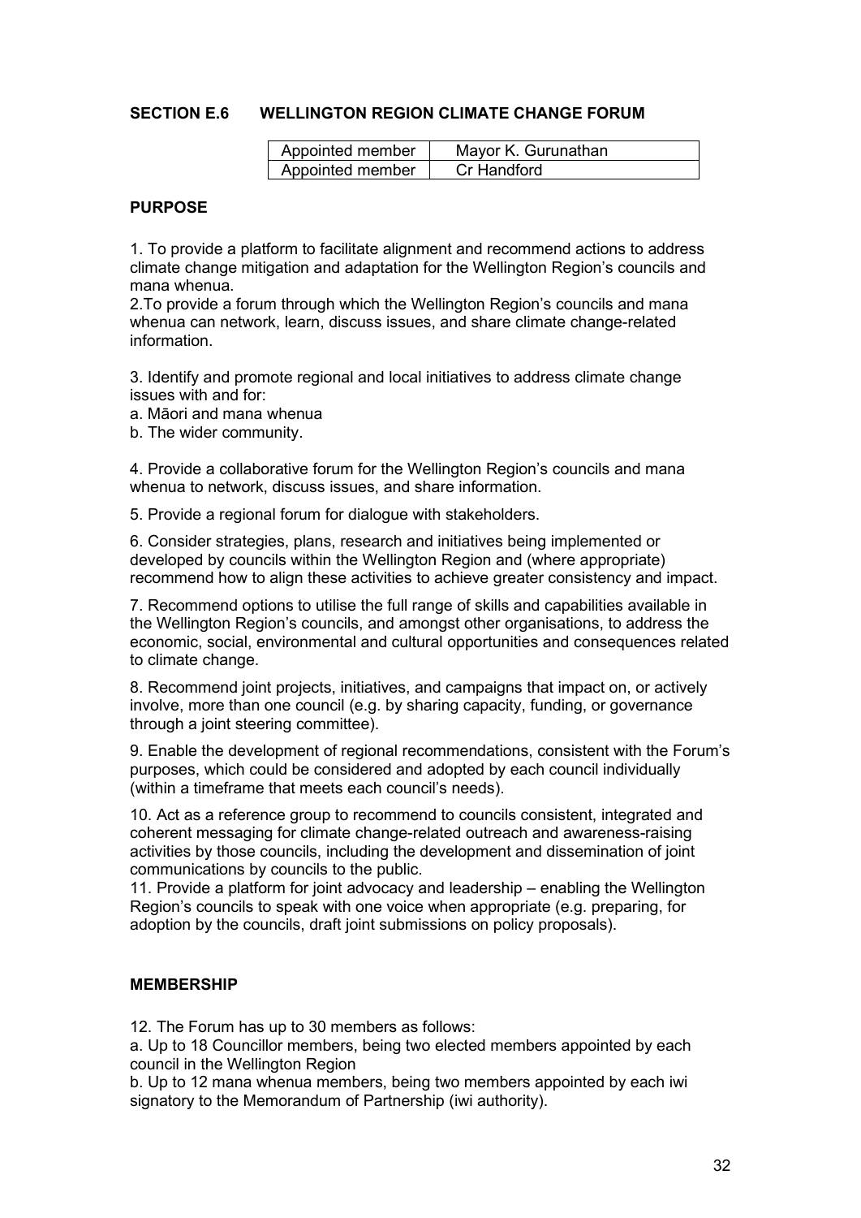## SECTION E.6 WELLINGTON REGION CLIMATE CHANGE FORUM

| Appointed member | Mayor K. Gurunathan |
|---|---|
| Appointed member | Cr Handford |

### PURPOSE

1. To provide a platform to facilitate alignment and recommend actions to address climate change mitigation and adaptation for the Wellington Region's councils and mana whenua.
2.To provide a forum through which the Wellington Region's councils and mana whenua can network, learn, discuss issues, and share climate change-related information.

3. Identify and promote regional and local initiatives to address climate change issues with and for:
a. Māori and mana whenua
b. The wider community.

4. Provide a collaborative forum for the Wellington Region's councils and mana whenua to network, discuss issues, and share information.

5. Provide a regional forum for dialogue with stakeholders.

6. Consider strategies, plans, research and initiatives being implemented or developed by councils within the Wellington Region and (where appropriate) recommend how to align these activities to achieve greater consistency and impact.

7. Recommend options to utilise the full range of skills and capabilities available in the Wellington Region's councils, and amongst other organisations, to address the economic, social, environmental and cultural opportunities and consequences related to climate change.

8. Recommend joint projects, initiatives, and campaigns that impact on, or actively involve, more than one council (e.g. by sharing capacity, funding, or governance through a joint steering committee).

9. Enable the development of regional recommendations, consistent with the Forum's purposes, which could be considered and adopted by each council individually (within a timeframe that meets each council's needs).

10. Act as a reference group to recommend to councils consistent, integrated and coherent messaging for climate change-related outreach and awareness-raising activities by those councils, including the development and dissemination of joint communications by councils to the public.
11. Provide a platform for joint advocacy and leadership – enabling the Wellington Region's councils to speak with one voice when appropriate (e.g. preparing, for adoption by the councils, draft joint submissions on policy proposals).

### MEMBERSHIP

12. The Forum has up to 30 members as follows:
a. Up to 18 Councillor members, being two elected members appointed by each council in the Wellington Region
b. Up to 12 mana whenua members, being two members appointed by each iwi signatory to the Memorandum of Partnership (iwi authority).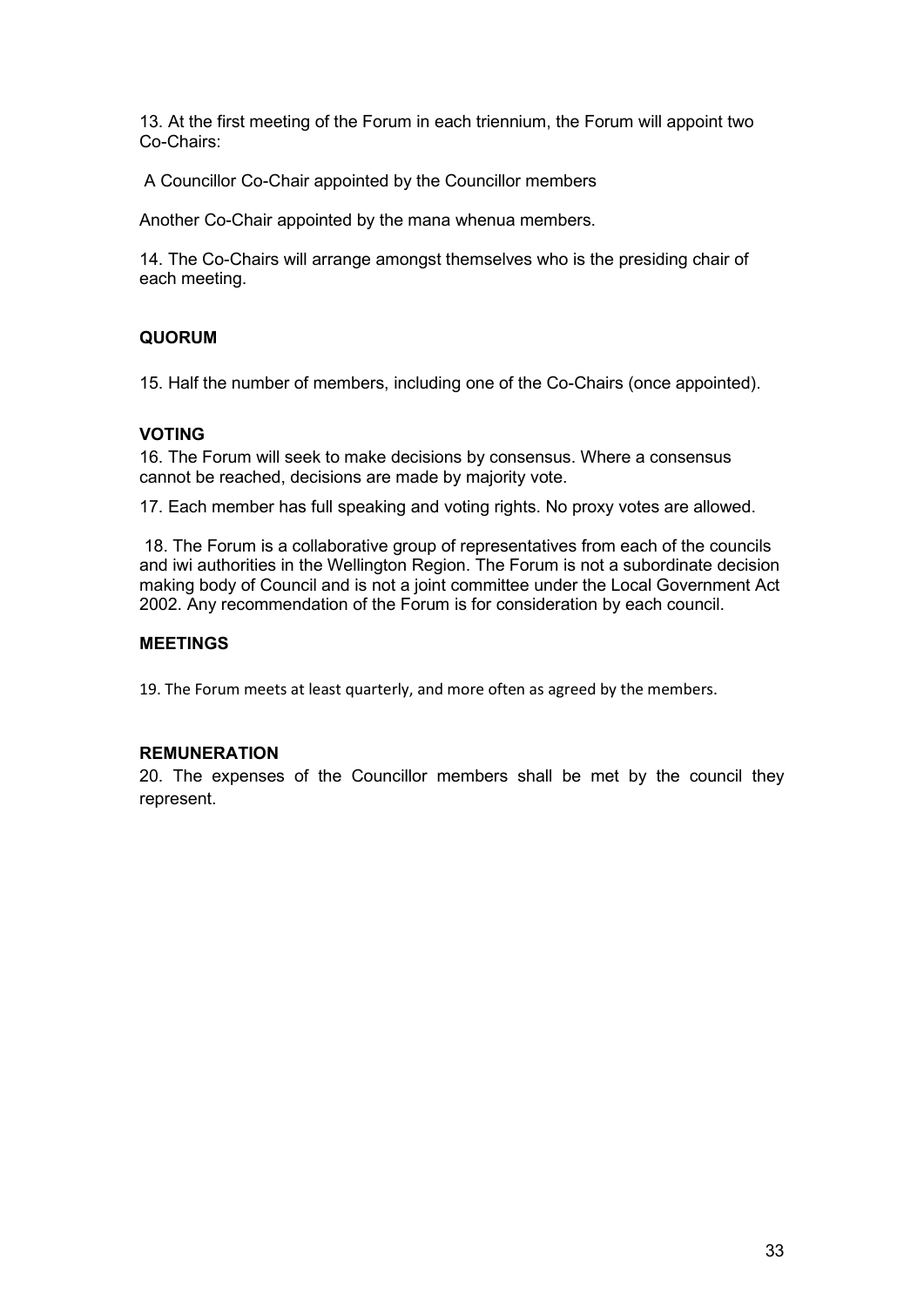13. At the first meeting of the Forum in each triennium, the Forum will appoint two Co-Chairs:

A Councillor Co-Chair appointed by the Councillor members

Another Co-Chair appointed by the mana whenua members.

14. The Co-Chairs will arrange amongst themselves who is the presiding chair of each meeting.

## QUORUM

15. Half the number of members, including one of the Co-Chairs (once appointed).

## VOTING

16. The Forum will seek to make decisions by consensus. Where a consensus cannot be reached, decisions are made by majority vote.

17. Each member has full speaking and voting rights. No proxy votes are allowed.

18. The Forum is a collaborative group of representatives from each of the councils and iwi authorities in the Wellington Region. The Forum is not a subordinate decision making body of Council and is not a joint committee under the Local Government Act 2002. Any recommendation of the Forum is for consideration by each council.

## MEETINGS

19. The Forum meets at least quarterly, and more often as agreed by the members.

## REMUNERATION

20. The expenses of the Councillor members shall be met by the council they represent.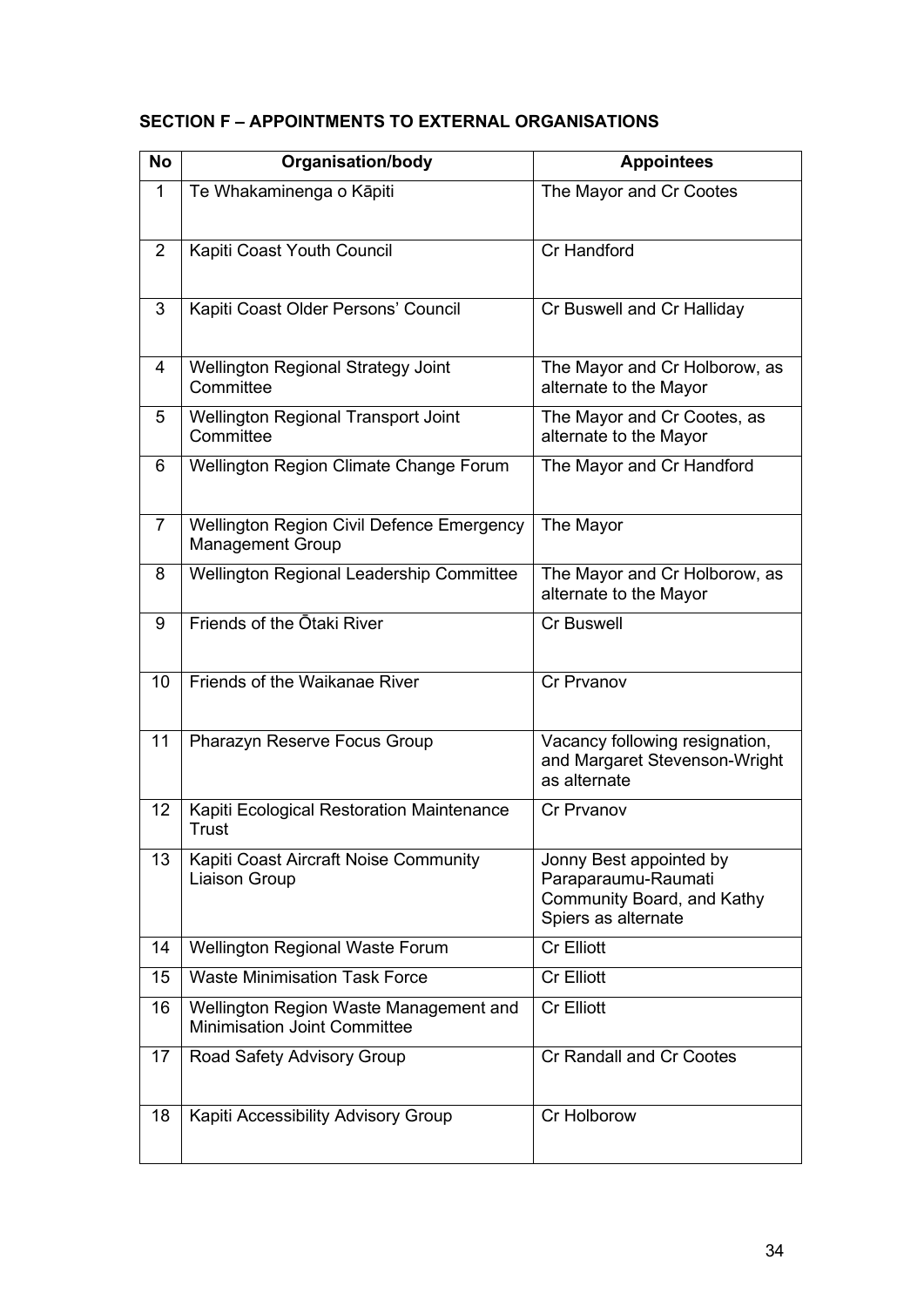**SECTION F – APPOINTMENTS TO EXTERNAL ORGANISATIONS**

| No | Organisation/body | Appointees |
|---|---|---|
| 1 | Te Whakaminenga o Kāpiti | The Mayor and Cr Cootes |
| 2 | Kapiti Coast Youth Council | Cr Handford |
| 3 | Kapiti Coast Older Persons' Council | Cr Buswell and Cr Halliday |
| 4 | Wellington Regional Strategy Joint Committee | The Mayor and Cr Holborow, as alternate to the Mayor |
| 5 | Wellington Regional Transport Joint Committee | The Mayor and Cr Cootes, as alternate to the Mayor |
| 6 | Wellington Region Climate Change Forum | The Mayor and Cr Handford |
| 7 | Wellington Region Civil Defence Emergency Management Group | The Mayor |
| 8 | Wellington Regional Leadership Committee | The Mayor and Cr Holborow, as alternate to the Mayor |
| 9 | Friends of the Ōtaki River | Cr Buswell |
| 10 | Friends of the Waikanae River | Cr Prvanov |
| 11 | Pharazyn Reserve Focus Group | Vacancy following resignation, and Margaret Stevenson-Wright as alternate |
| 12 | Kapiti Ecological Restoration Maintenance Trust | Cr Prvanov |
| 13 | Kapiti Coast Aircraft Noise Community Liaison Group | Jonny Best appointed by Paraparaumu-Raumati Community Board, and Kathy Spiers as alternate |
| 14 | Wellington Regional Waste Forum | Cr Elliott |
| 15 | Waste Minimisation Task Force | Cr Elliott |
| 16 | Wellington Region Waste Management and Minimisation Joint Committee | Cr Elliott |
| 17 | Road Safety Advisory Group | Cr Randall and Cr Cootes |
| 18 | Kapiti Accessibility Advisory Group | Cr Holborow |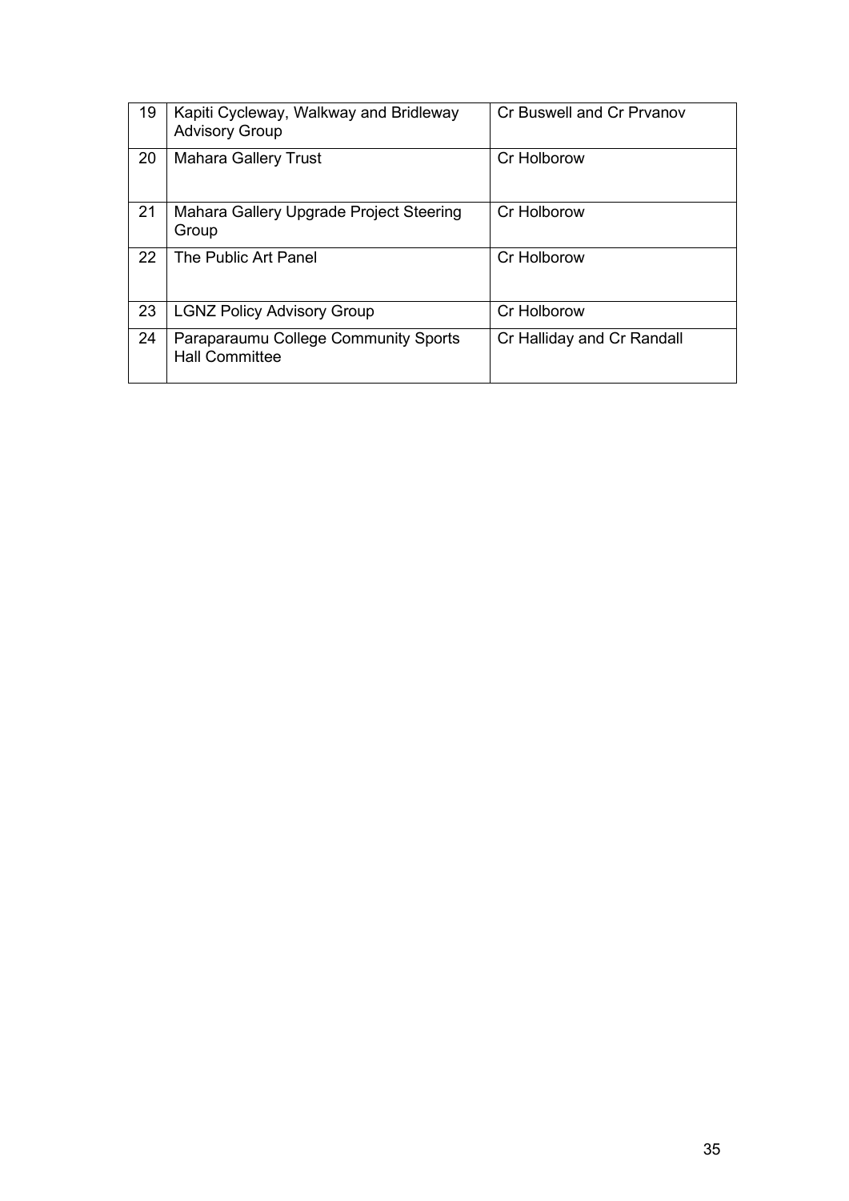| | | |
|---|---|---|
| 19 | Kapiti Cycleway, Walkway and Bridleway Advisory Group | Cr Buswell and Cr Prvanov |
| 20 | Mahara Gallery Trust | Cr Holborow |
| 21 | Mahara Gallery Upgrade Project Steering Group | Cr Holborow |
| 22 | The Public Art Panel | Cr Holborow |
| 23 | LGNZ Policy Advisory Group | Cr Holborow |
| 24 | Paraparaumu College Community Sports Hall Committee | Cr Halliday and Cr Randall |